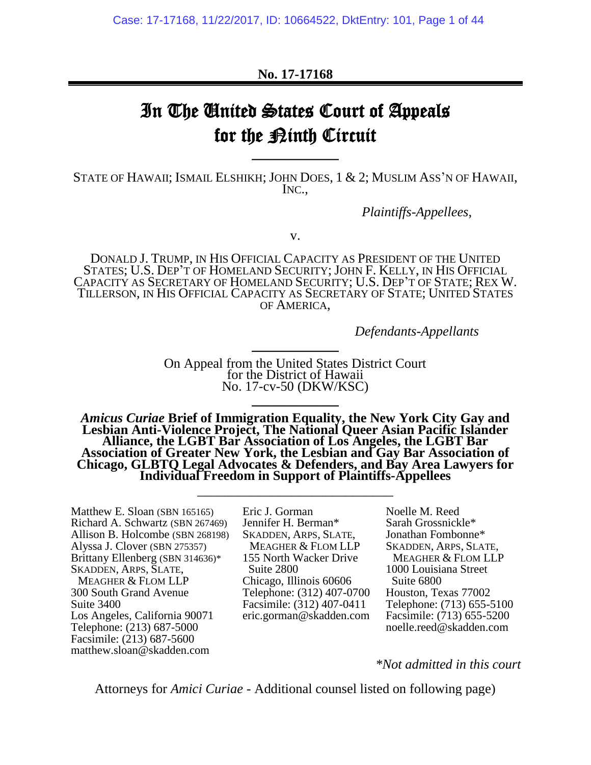**No. 17-17168**

# In The United States Court of Appeals for the Ninth Circuit

STATE OF HAWAII; ISMAIL ELSHIKH; JOHN DOES, 1 & 2; MUSLIM ASS'N OF HAWAII, INC.,

*Plaintiffs-Appellees*,

v.

DONALD J. TRUMP, IN HIS OFFICIAL CAPACITY AS PRESIDENT OF THE UNITED STATES; U.S. DEP'T OF HOMELAND SECURITY; JOHN F. KELLY, IN HIS OFFICIAL CAPACITY AS SECRETARY OF HOMELAND SECURITY; U.S. DEP'T OF STATE; REX W. TILLERSON, IN HIS OFFICIAL CAPACITY AS SECRETARY OF STATE; UNITED STATES OF AMERICA,

*Defendants-Appellants*

On Appeal from the United States District Court for the District of Hawaii
No. 17-cv-50 (DKW/KSC)

***Amicus Curiae* Brief of Immigration Equality, the New York City Gay and Lesbian Anti-Violence Project, The National Queer Asian Pacific Islander Alliance, the LGBT Bar Association of Los Angeles, the LGBT Bar Association of Greater New York, the Lesbian and Gay Bar Association of Chicago, GLBTQ Legal Advocates & Defenders, and Bay Area Lawyers for Individual Freedom in Support of Plaintiffs-Appellees**

Matthew E. Sloan (SBN 165165)
Richard A. Schwartz (SBN 267469)
Allison B. Holcombe (SBN 268198)
Alyssa J. Clover (SBN 275357)
Brittany Ellenberg (SBN 314636)*
SKADDEN, ARPS, SLATE, MEAGHER & FLOM LLP
300 South Grand Avenue
Suite 3400
Los Angeles, California 90071
Telephone: (213) 687-5000
Facsimile: (213) 687-5600
matthew.sloan@skadden.com

Eric J. Gorman
Jennifer H. Berman*
SKADDEN, ARPS, SLATE, MEAGHER & FLOM LLP
155 North Wacker Drive
Suite 2800
Chicago, Illinois 60606
Telephone: (312) 407-0700
Facsimile: (312) 407-0411
eric.gorman@skadden.com

Noelle M. Reed
Sarah Grossnickle*
Jonathan Fombonne*
SKADDEN, ARPS, SLATE, MEAGHER & FLOM LLP
1000 Louisiana Street
Suite 6800
Houston, Texas 77002
Telephone: (713) 655-5100
Facsimile: (713) 655-5200
noelle.reed@skadden.com

*\*Not admitted in this court*

Attorneys for *Amici Curiae* - Additional counsel listed on following page)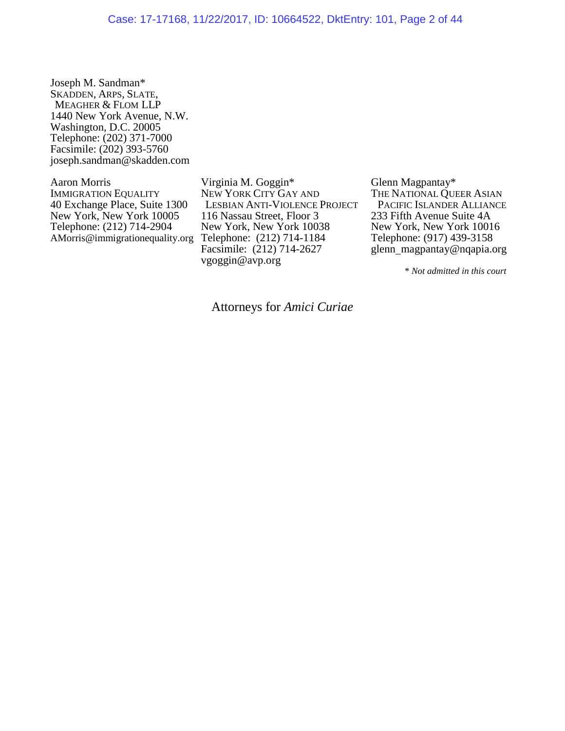Joseph M. Sandman*
SKADDEN, ARPS, SLATE,
MEAGHER & FLOM LLP
1440 New York Avenue, N.W.
Washington, D.C. 20005
Telephone: (202) 371-7000
Facsimile: (202) 393-5760
joseph.sandman@skadden.com

Aaron Morris
IMMIGRATION EQUALITY
40 Exchange Place, Suite 1300
New York, New York 10005
Telephone: (212) 714-2904
AMorris@immigrationequality.org

Virginia M. Goggin*
NEW YORK CITY GAY AND
LESBIAN ANTI-VIOLENCE PROJECT
116 Nassau Street, Floor 3
New York, New York 10038
Telephone: (212) 714-1184
Facsimile: (212) 714-2627
vgoggin@avp.org

Glenn Magpantay*
THE NATIONAL QUEER ASIAN
PACIFIC ISLANDER ALLIANCE
233 Fifth Avenue Suite 4A
New York, New York 10016
Telephone: (917) 439-3158
glenn_magpantay@nqapia.org

*\* Not admitted in this court*

Attorneys for *Amici Curiae*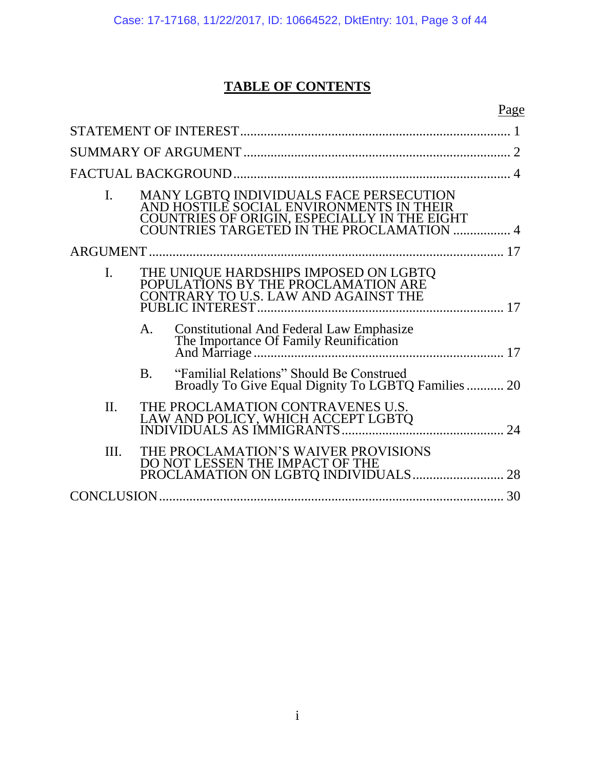# TABLE OF CONTENTS

| | Page |
|---|---|
| STATEMENT OF INTEREST | 1 |
| SUMMARY OF ARGUMENT | 2 |
| FACTUAL BACKGROUND | 4 |
| I. MANY LGBTQ INDIVIDUALS FACE PERSECUTION AND HOSTILE SOCIAL ENVIRONMENTS IN THEIR COUNTRIES OF ORIGIN, ESPECIALLY IN THE EIGHT COUNTRIES TARGETED IN THE PROCLAMATION | 4 |
| ARGUMENT | 17 |
| I. THE UNIQUE HARDSHIPS IMPOSED ON LGBTQ POPULATIONS BY THE PROCLAMATION ARE CONTRARY TO U.S. LAW AND AGAINST THE PUBLIC INTEREST | 17 |
| A. Constitutional And Federal Law Emphasize The Importance Of Family Reunification And Marriage | 17 |
| B. "Familial Relations" Should Be Construed Broadly To Give Equal Dignity To LGBTQ Families | 20 |
| II. THE PROCLAMATION CONTRAVENES U.S. LAW AND POLICY, WHICH ACCEPT LGBTQ INDIVIDUALS AS IMMIGRANTS | 24 |
| III. THE PROCLAMATION'S WAIVER PROVISIONS DO NOT LESSEN THE IMPACT OF THE PROCLAMATION ON LGBTQ INDIVIDUALS | 28 |
| CONCLUSION | 30 |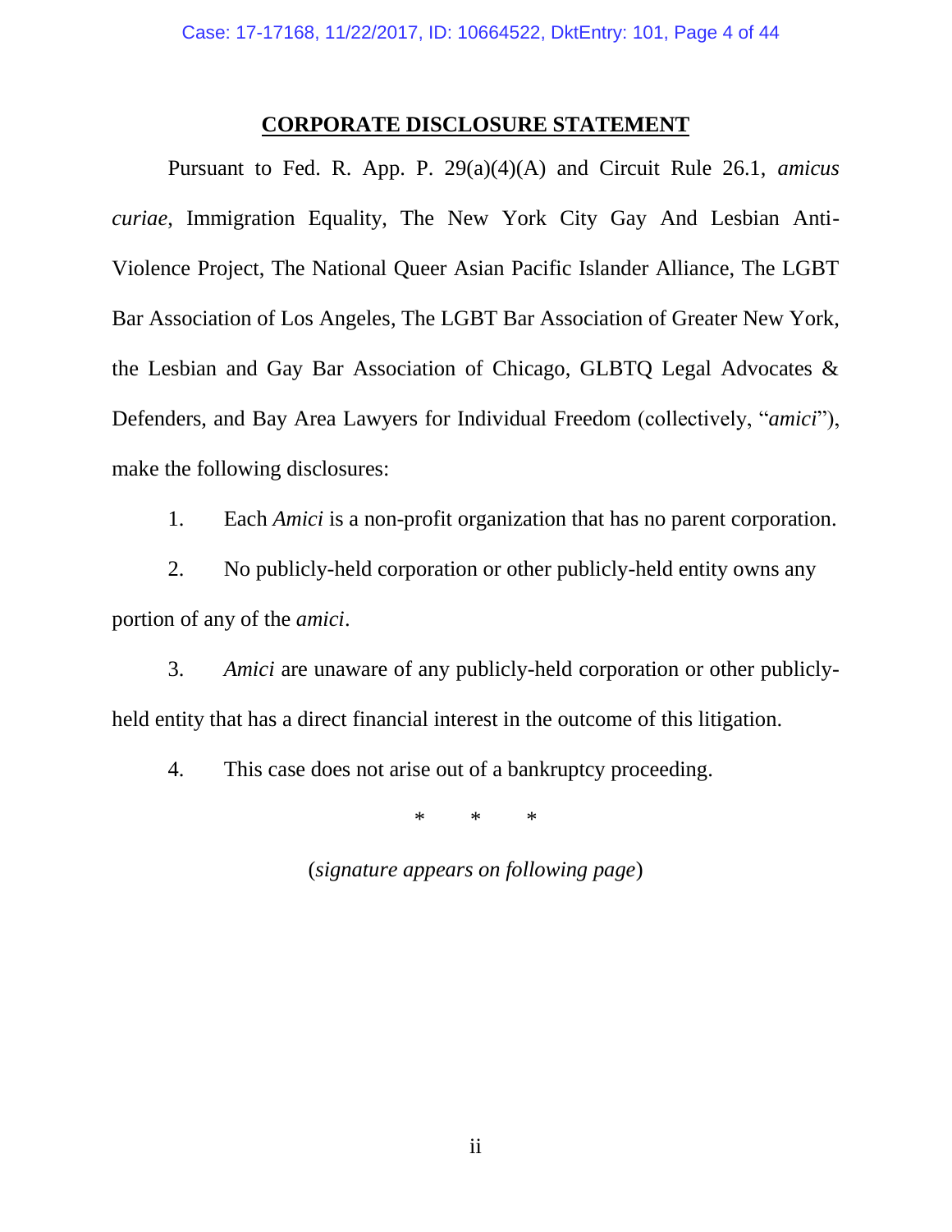## CORPORATE DISCLOSURE STATEMENT

Pursuant to Fed. R. App. P. 29(a)(4)(A) and Circuit Rule 26.1, *amicus curiae*, Immigration Equality, The New York City Gay And Lesbian Anti-Violence Project, The National Queer Asian Pacific Islander Alliance, The LGBT Bar Association of Los Angeles, The LGBT Bar Association of Greater New York, the Lesbian and Gay Bar Association of Chicago, GLBTQ Legal Advocates & Defenders, and Bay Area Lawyers for Individual Freedom (collectively, "*amici*"), make the following disclosures:

1. Each *Amici* is a non-profit organization that has no parent corporation.

2. No publicly-held corporation or other publicly-held entity owns any portion of any of the *amici*.

3. *Amici* are unaware of any publicly-held corporation or other publicly-held entity that has a direct financial interest in the outcome of this litigation.

4. This case does not arise out of a bankruptcy proceeding.

\* \* \*

(*signature appears on following page*)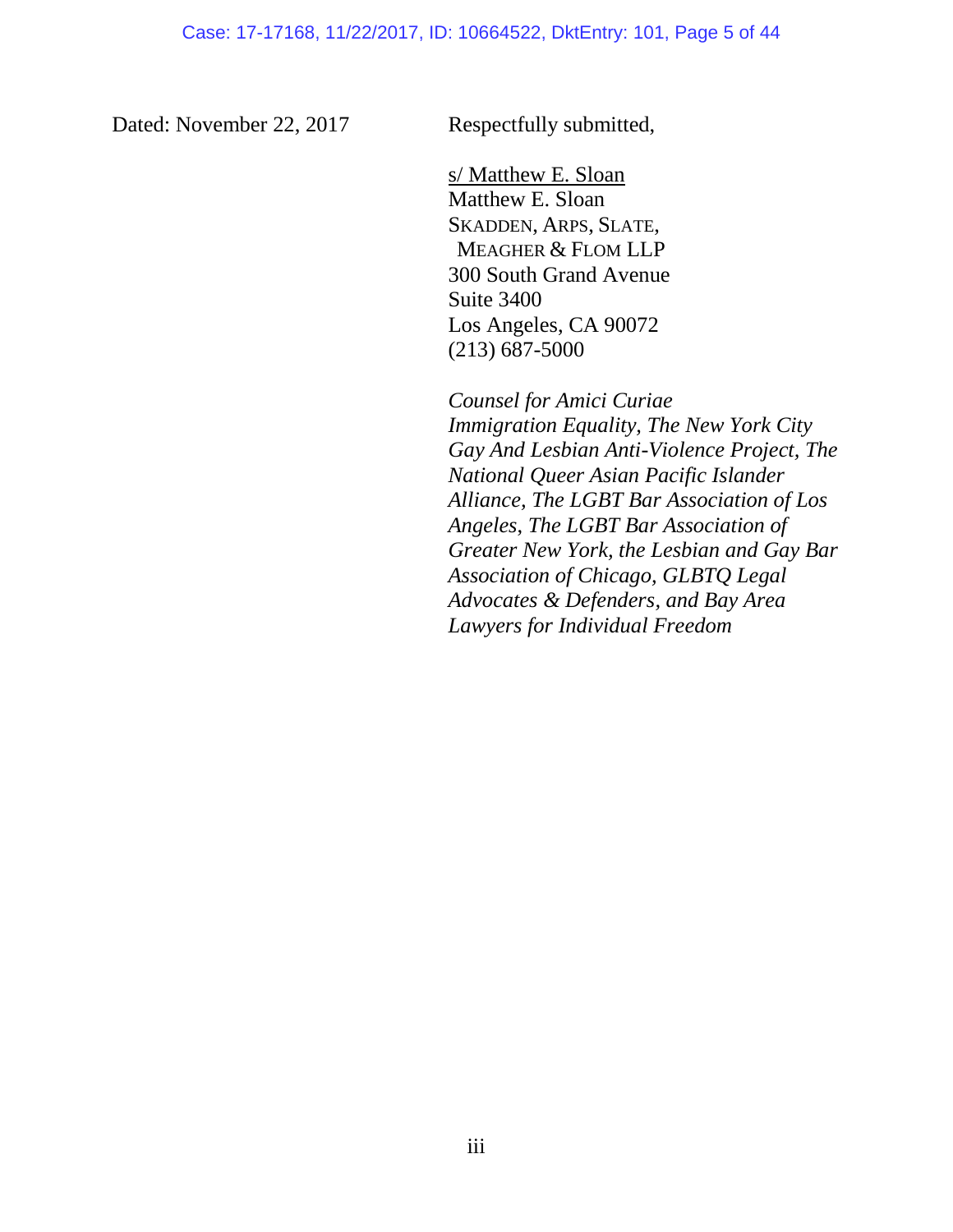Dated: November 22, 2017

Respectfully submitted,

s/ Matthew E. Sloan
Matthew E. Sloan
SKADDEN, ARPS, SLATE,
MEAGHER & FLOM LLP
300 South Grand Avenue
Suite 3400
Los Angeles, CA 90072
(213) 687-5000

*Counsel for Amici Curiae Immigration Equality, The New York City Gay And Lesbian Anti-Violence Project, The National Queer Asian Pacific Islander Alliance, The LGBT Bar Association of Los Angeles, The LGBT Bar Association of Greater New York, the Lesbian and Gay Bar Association of Chicago, GLBTQ Legal Advocates & Defenders, and Bay Area Lawyers for Individual Freedom*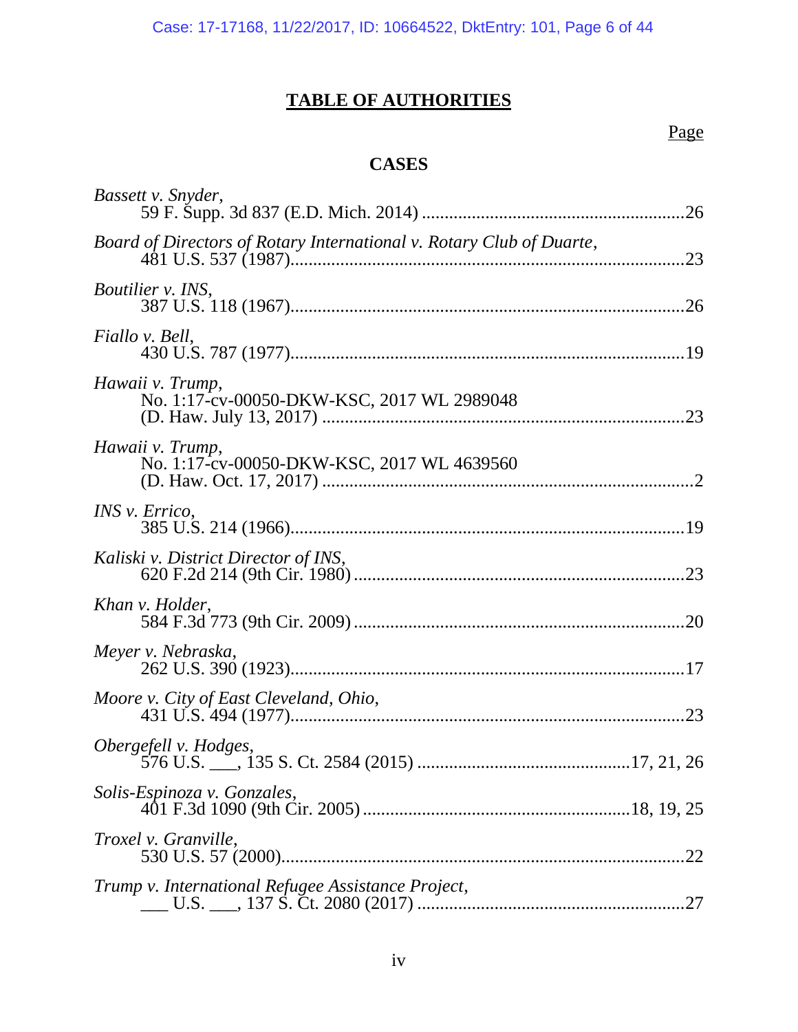# TABLE OF AUTHORITIES

Page

## CASES

*Bassett v. Snyder*,
59 F. Supp. 3d 837 (E.D. Mich. 2014) ........................................................26

*Board of Directors of Rotary International v. Rotary Club of Duarte*,
481 U.S. 537 (1987)......................................................................................23

*Boutilier v. INS*,
387 U.S. 118 (1967)......................................................................................26

*Fiallo v. Bell*,
430 U.S. 787 (1977)......................................................................................19

*Hawaii v. Trump*,
No. 1:17-cv-00050-DKW-KSC, 2017 WL 2989048
(D. Haw. July 13, 2017) ...............................................................................23

*Hawaii v. Trump*,
No. 1:17-cv-00050-DKW-KSC, 2017 WL 4639560
(D. Haw. Oct. 17, 2017) ................................................................................2

*INS v. Errico*,
385 U.S. 214 (1966)......................................................................................19

*Kaliski v. District Director of INS*,
620 F.2d 214 (9th Cir. 1980) ........................................................................23

*Khan v. Holder*,
584 F.3d 773 (9th Cir. 2009) ........................................................................20

*Meyer v. Nebraska*,
262 U.S. 390 (1923)......................................................................................17

*Moore v. City of East Cleveland, Ohio*,
431 U.S. 494 (1977)......................................................................................23

*Obergefell v. Hodges*,
576 U.S. ___, 135 S. Ct. 2584 (2015) ..............................................17, 21, 26

*Solis-Espinoza v. Gonzales*,
401 F.3d 1090 (9th Cir. 2005) .........................................................18, 19, 25

*Troxel v. Granville*,
530 U.S. 57 (2000)........................................................................................22

*Trump v. International Refugee Assistance Project*,
___ U.S. ___, 137 S. Ct. 2080 (2017) ..........................................................27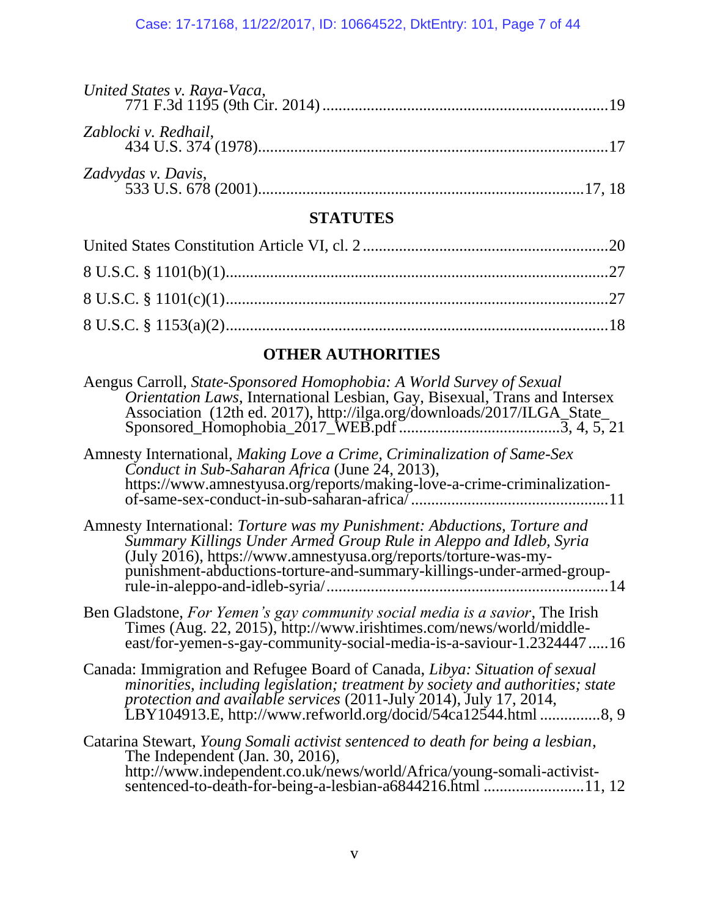*United States v. Raya-Vaca*,
771 F.3d 1195 (9th Cir. 2014) ....................................................................19

*Zablocki v. Redhail*,
434 U.S. 374 (1978)....................................................................................17

*Zadvydas v. Davis*,
533 U.S. 678 (2001)...............................................................................17, 18

## STATUTES

United States Constitution Article VI, cl. 2 ..........................................................20

8 U.S.C. § 1101(b)(1)..............................................................................................27

8 U.S.C. § 1101(c)(1)..............................................................................................27

8 U.S.C. § 1153(a)(2)..............................................................................................18

## OTHER AUTHORITIES

Aengus Carroll, *State-Sponsored Homophobia: A World Survey of Sexual Orientation Laws*, International Lesbian, Gay, Bisexual, Trans and Intersex Association (12th ed. 2017), http://ilga.org/downloads/2017/ILGA_State_Sponsored_Homophobia_2017_WEB.pdf .......................................3, 4, 5, 21

Amnesty International, *Making Love a Crime, Criminalization of Same-Sex Conduct in Sub-Saharan Africa* (June 24, 2013), https://www.amnestyusa.org/reports/making-love-a-crime-criminalization-of-same-sex-conduct-in-sub-saharan-africa/ ................................................11

Amnesty International: *Torture was my Punishment: Abductions, Torture and Summary Killings Under Armed Group Rule in Aleppo and Idleb, Syria* (July 2016), https://www.amnestyusa.org/reports/torture-was-my-punishment-abductions-torture-and-summary-killings-under-armed-group-rule-in-aleppo-and-idleb-syria/.....................................................................14

Ben Gladstone, *For Yemen's gay community social media is a savior*, The Irish Times (Aug. 22, 2015), http://www.irishtimes.com/news/world/middle-east/for-yemen-s-gay-community-social-media-is-a-saviour-1.2324447.....16

Canada: Immigration and Refugee Board of Canada, *Libya: Situation of sexual minorities, including legislation; treatment by society and authorities; state protection and available services* (2011-July 2014), July 17, 2014, LBY104913.E, http://www.refworld.org/docid/54ca12544.html ...............8, 9

Catarina Stewart, *Young Somali activist sentenced to death for being a lesbian*, The Independent (Jan. 30, 2016), http://www.independent.co.uk/news/world/Africa/young-somali-activist-sentenced-to-death-for-being-a-lesbian-a6844216.html .........................11, 12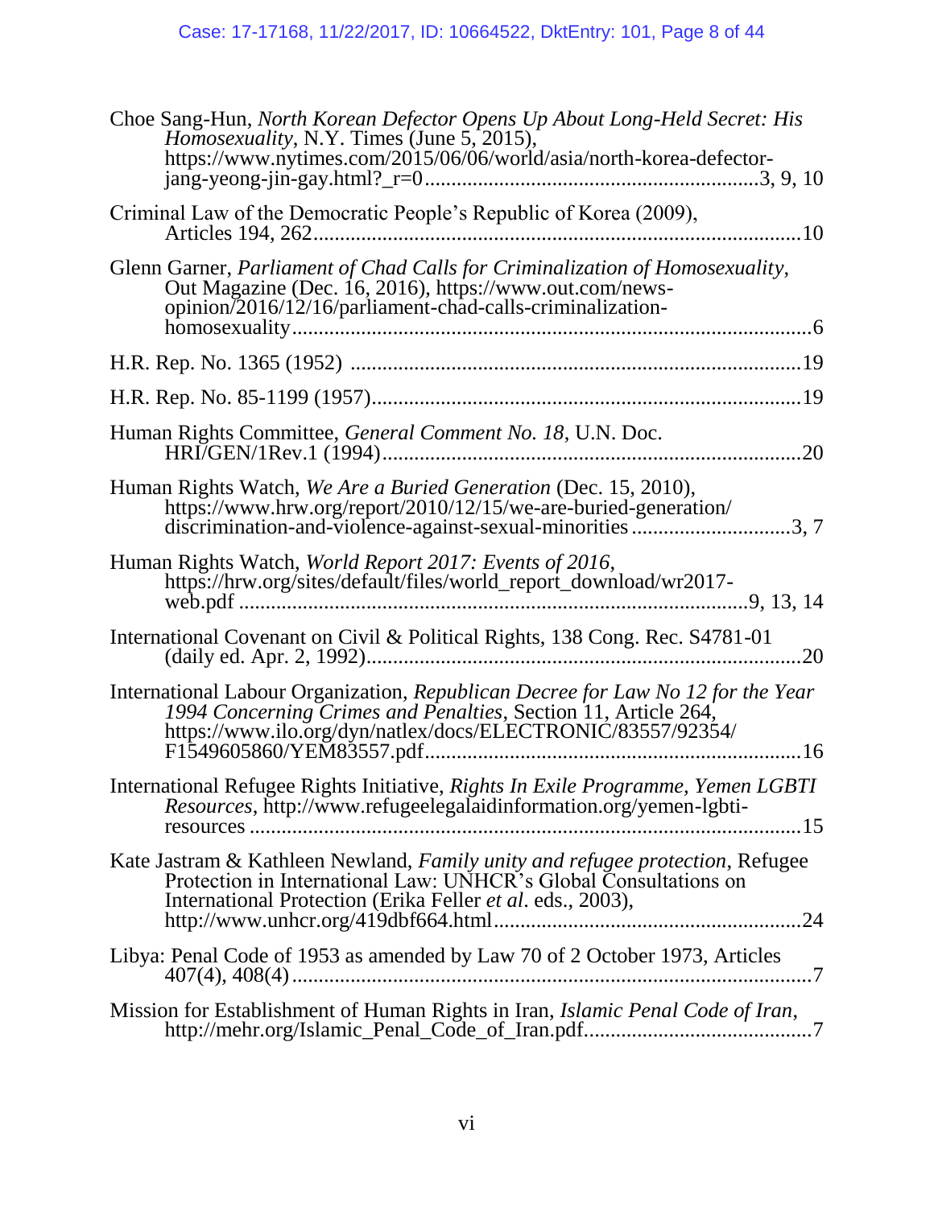Choe Sang-Hun, *North Korean Defector Opens Up About Long-Held Secret: His Homosexuality*, N.Y. Times (June 5, 2015), https://www.nytimes.com/2015/06/06/world/asia/north-korea-defector-jang-yeong-jin-gay.html?_r=0 ............................................................ 3, 9, 10

Criminal Law of the Democratic People's Republic of Korea (2009), Articles 194, 262 ........................................................................................ 10

Glenn Garner, *Parliament of Chad Calls for Criminalization of Homosexuality*, Out Magazine (Dec. 16, 2016), https://www.out.com/news-opinion/2016/12/16/parliament-chad-calls-criminalization-homosexuality ................................................................................................ 6

H.R. Rep. No. 1365 (1952) ................................................................................ 19

H.R. Rep. No. 85-1199 (1957) ............................................................................ 19

Human Rights Committee, *General Comment No. 18*, U.N. Doc. HRI/GEN/1Rev.1 (1994) ............................................................................ 20

Human Rights Watch, *We Are a Buried Generation* (Dec. 15, 2010), https://www.hrw.org/report/2010/12/15/we-are-buried-generation/discrimination-and-violence-against-sexual-minorities ............................ 3, 7

Human Rights Watch, *World Report 2017: Events of 2016*, https://hrw.org/sites/default/files/world_report_download/wr2017-web.pdf ............................................................................................ 9, 13, 14

International Covenant on Civil & Political Rights, 138 Cong. Rec. S4781-01 (daily ed. Apr. 2, 1992) .............................................................................. 20

International Labour Organization, *Republican Decree for Law No 12 for the Year 1994 Concerning Crimes and Penalties*, Section 11, Article 264, https://www.ilo.org/dyn/natlex/docs/ELECTRONIC/83557/92354/F1549605860/YEM83557.pdf ................................................................... 16

International Refugee Rights Initiative, *Rights In Exile Programme, Yemen LGBTI Resources*, http://www.refugeelegalaidinformation.org/yemen-lgbti-resources ...................................................................................................... 15

Kate Jastram & Kathleen Newland, *Family unity and refugee protection*, Refugee Protection in International Law: UNHCR's Global Consultations on International Protection (Erika Feller *et al*. eds., 2003), http://www.unhcr.org/419dbf664.html ........................................................ 24

Libya: Penal Code of 1953 as amended by Law 70 of 2 October 1973, Articles 407(4), 408(4) ................................................................................................ 7

Mission for Establishment of Human Rights in Iran, *Islamic Penal Code of Iran*, http://mehr.org/Islamic_Penal_Code_of_Iran.pdf ......................................... 7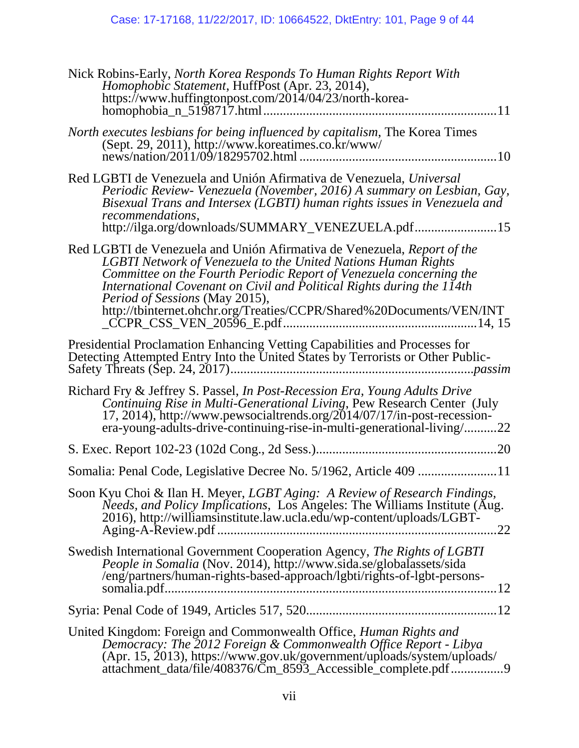Nick Robins-Early, *North Korea Responds To Human Rights Report With Homophobic Statement*, HuffPost (Apr. 23, 2014), https://www.huffingtonpost.com/2014/04/23/north-korea-homophobia_n_5198717.html ......................................................................11

*North executes lesbians for being influenced by capitalism*, The Korea Times (Sept. 29, 2011), http://www.koreatimes.co.kr/www/news/nation/2011/09/18295702.html ............................................................10

Red LGBTI de Venezuela and Unión Afirmativa de Venezuela, *Universal Periodic Review- Venezuela (November, 2016) A summary on Lesbian, Gay, Bisexual Trans and Intersex (LGBTI) human rights issues in Venezuela and recommendations*, http://ilga.org/downloads/SUMMARY_VENEZUELA.pdf.........................15

Red LGBTI de Venezuela and Unión Afirmativa de Venezuela, *Report of the LGBTI Network of Venezuela to the United Nations Human Rights Committee on the Fourth Periodic Report of Venezuela concerning the International Covenant on Civil and Political Rights during the 114th Period of Sessions* (May 2015), http://tbinternet.ohchr.org/Treaties/CCPR/Shared%20Documents/VEN/INT_CCPR_CSS_VEN_20596_E.pdf..........................................................14, 15

Presidential Proclamation Enhancing Vetting Capabilities and Processes for Detecting Attempted Entry Into the United States by Terrorists or Other Public-Safety Threats (Sep. 24, 2017)........................................................................*passim*

Richard Fry & Jeffrey S. Passel, *In Post-Recession Era, Young Adults Drive Continuing Rise in Multi-Generational Living*, Pew Research Center (July 17, 2014), http://www.pewsocialtrends.org/2014/07/17/in-post-recession-era-young-adults-drive-continuing-rise-in-multi-generational-living/..........22

S. Exec. Report 102-23 (102d Cong., 2d Sess.).......................................................20

Somalia: Penal Code, Legislative Decree No. 5/1962, Article 409 ........................11

Soon Kyu Choi & Ilan H. Meyer, *LGBT Aging: A Review of Research Findings, Needs, and Policy Implications*, Los Angeles: The Williams Institute (Aug. 2016), http://williamsinstitute.law.ucla.edu/wp-content/uploads/LGBT-Aging-A-Review.pdf ....................................................................................22

Swedish International Government Cooperation Agency, *The Rights of LGBTI People in Somalia* (Nov. 2014), http://www.sida.se/globalassets/sida/eng/partners/human-rights-based-approach/lgbti/rights-of-lgbt-persons-somalia.pdf....................................................................................................12

Syria: Penal Code of 1949, Articles 517, 520.........................................................12

United Kingdom: Foreign and Commonwealth Office, *Human Rights and Democracy: The 2012 Foreign & Commonwealth Office Report - Libya* (Apr. 15, 2013), https://www.gov.uk/government/uploads/system/uploads/attachment_data/file/408376/Cm_8593_Accessible_complete.pdf................9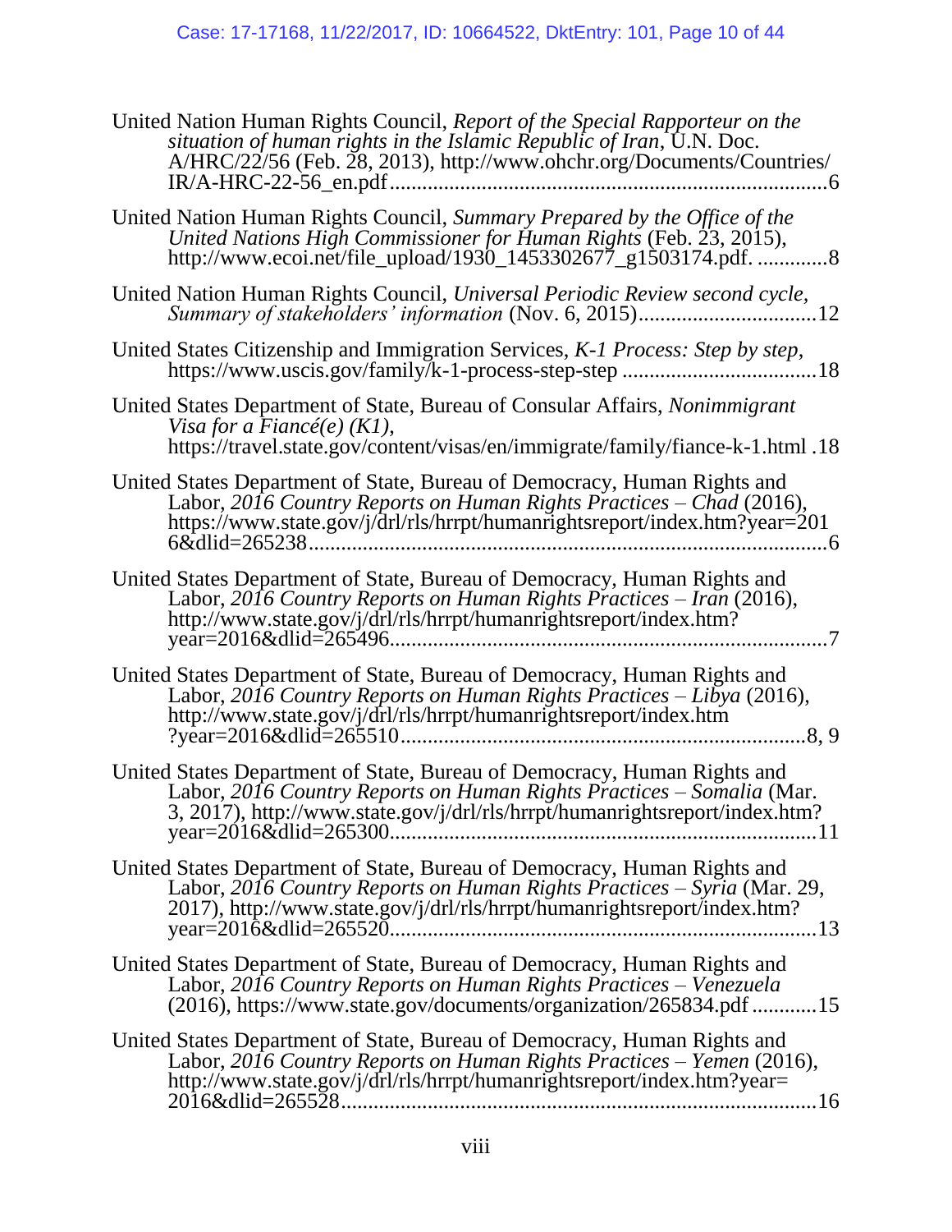United Nation Human Rights Council, *Report of the Special Rapporteur on the situation of human rights in the Islamic Republic of Iran*, U.N. Doc. A/HRC/22/56 (Feb. 28, 2013), http://www.ohchr.org/Documents/Countries/IR/A-HRC-22-56_en.pdf ................................................................................6

United Nation Human Rights Council, *Summary Prepared by the Office of the United Nations High Commissioner for Human Rights* (Feb. 23, 2015), http://www.ecoi.net/file_upload/1930_1453302677_g1503174.pdf. .............8

United Nation Human Rights Council, *Universal Periodic Review second cycle, Summary of stakeholders' information* (Nov. 6, 2015)................................12

United States Citizenship and Immigration Services, *K-1 Process: Step by step*, https://www.uscis.gov/family/k-1-process-step-step ...................................18

United States Department of State, Bureau of Consular Affairs, *Nonimmigrant Visa for a Fiancé(e) (K1)*, https://travel.state.gov/content/visas/en/immigrate/family/fiance-k-1.html .18

United States Department of State, Bureau of Democracy, Human Rights and Labor, *2016 Country Reports on Human Rights Practices – Chad* (2016), https://www.state.gov/j/drl/rls/hrrpt/humanrightsreport/index.htm?year=2016&dlid=265238...............................................................................................6

United States Department of State, Bureau of Democracy, Human Rights and Labor, *2016 Country Reports on Human Rights Practices – Iran* (2016), http://www.state.gov/j/drl/rls/hrrpt/humanrightsreport/index.htm?year=2016&dlid=265496................................................................................7

United States Department of State, Bureau of Democracy, Human Rights and Labor, *2016 Country Reports on Human Rights Practices – Libya* (2016), http://www.state.gov/j/drl/rls/hrrpt/humanrightsreport/index.htm?year=2016&dlid=265510..........................................................................8, 9

United States Department of State, Bureau of Democracy, Human Rights and Labor, *2016 Country Reports on Human Rights Practices – Somalia* (Mar. 3, 2017), http://www.state.gov/j/drl/rls/hrrpt/humanrightsreport/index.htm?year=2016&dlid=265300..............................................................................11

United States Department of State, Bureau of Democracy, Human Rights and Labor, *2016 Country Reports on Human Rights Practices – Syria* (Mar. 29, 2017), http://www.state.gov/j/drl/rls/hrrpt/humanrightsreport/index.htm?year=2016&dlid=265520.............................................................................13

United States Department of State, Bureau of Democracy, Human Rights and Labor, *2016 Country Reports on Human Rights Practices – Venezuela* (2016), https://www.state.gov/documents/organization/265834.pdf ............15

United States Department of State, Bureau of Democracy, Human Rights and Labor, *2016 Country Reports on Human Rights Practices – Yemen* (2016), http://www.state.gov/j/drl/rls/hrrpt/humanrightsreport/index.htm?year=2016&dlid=265528.......................................................................................16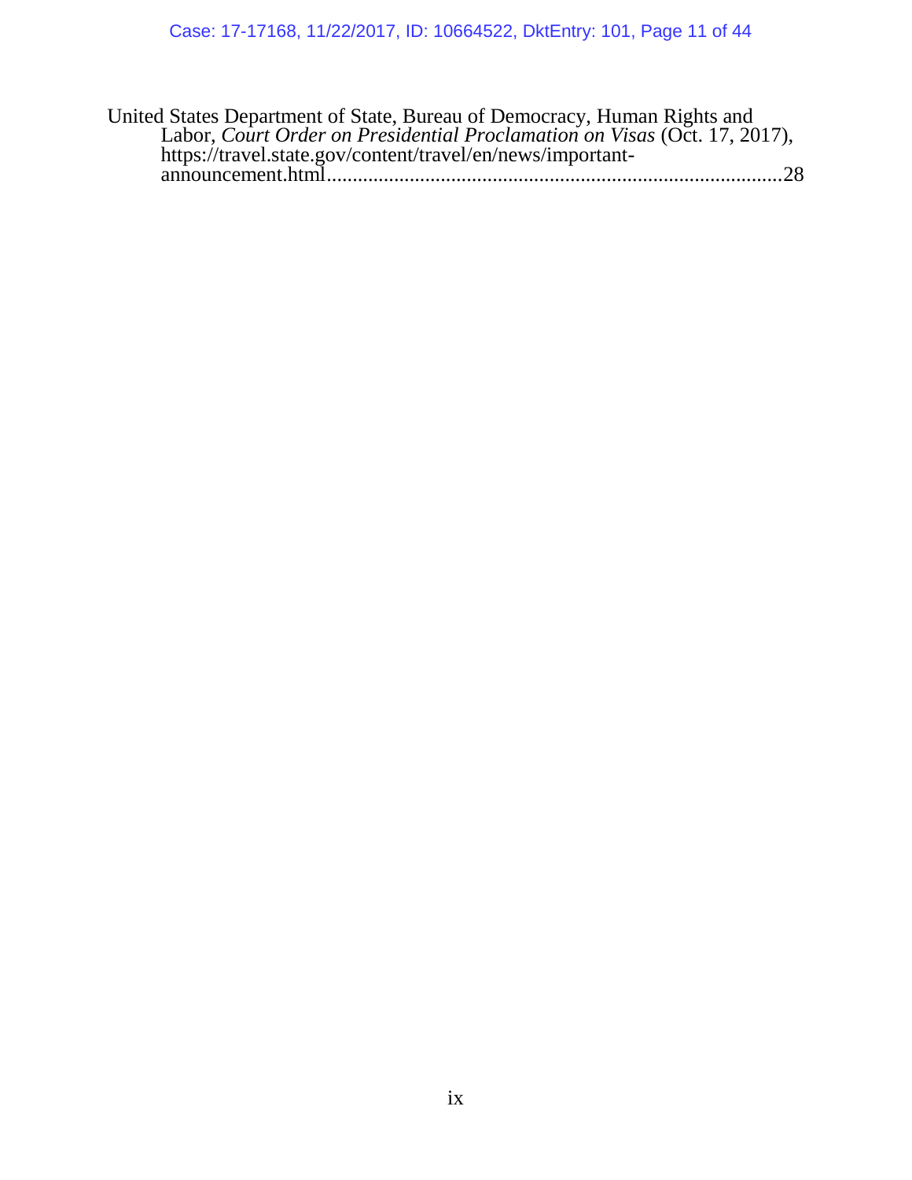United States Department of State, Bureau of Democracy, Human Rights and Labor, *Court Order on Presidential Proclamation on Visas* (Oct. 17, 2017), https://travel.state.gov/content/travel/en/news/important-announcement.html..........................................................................................28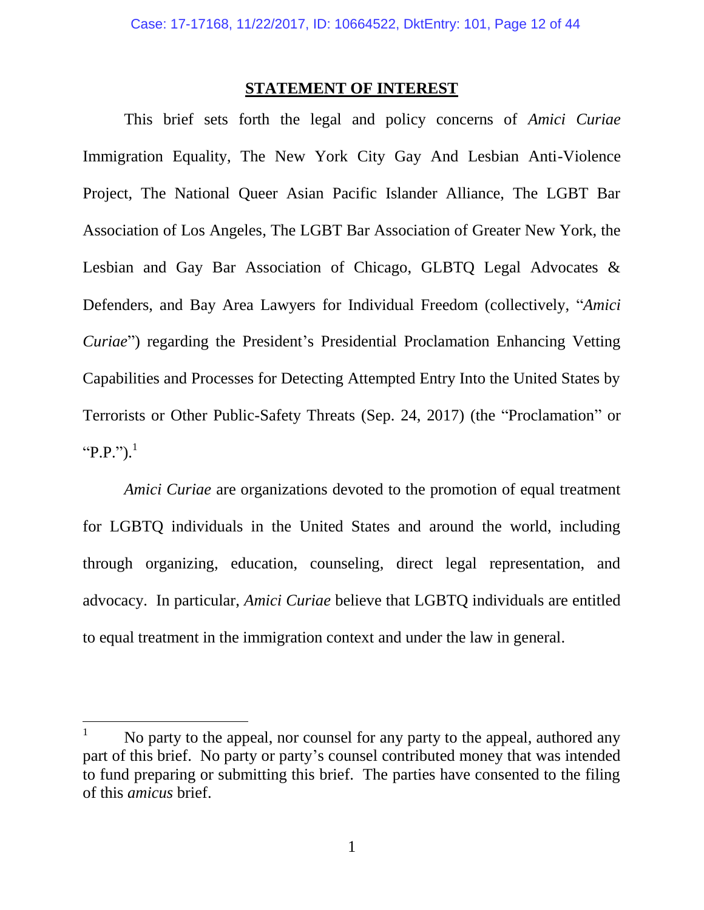## STATEMENT OF INTEREST

This brief sets forth the legal and policy concerns of *Amici Curiae* Immigration Equality, The New York City Gay And Lesbian Anti-Violence Project, The National Queer Asian Pacific Islander Alliance, The LGBT Bar Association of Los Angeles, The LGBT Bar Association of Greater New York, the Lesbian and Gay Bar Association of Chicago, GLBTQ Legal Advocates & Defenders, and Bay Area Lawyers for Individual Freedom (collectively, "*Amici Curiae*") regarding the President's Presidential Proclamation Enhancing Vetting Capabilities and Processes for Detecting Attempted Entry Into the United States by Terrorists or Other Public-Safety Threats (Sep. 24, 2017) (the "Proclamation" or "P.P.").[1]

*Amici Curiae* are organizations devoted to the promotion of equal treatment for LGBTQ individuals in the United States and around the world, including through organizing, education, counseling, direct legal representation, and advocacy. In particular, *Amici Curiae* believe that LGBTQ individuals are entitled to equal treatment in the immigration context and under the law in general.

---

[1] No party to the appeal, nor counsel for any party to the appeal, authored any part of this brief. No party or party's counsel contributed money that was intended to fund preparing or submitting this brief. The parties have consented to the filing of this *amicus* brief.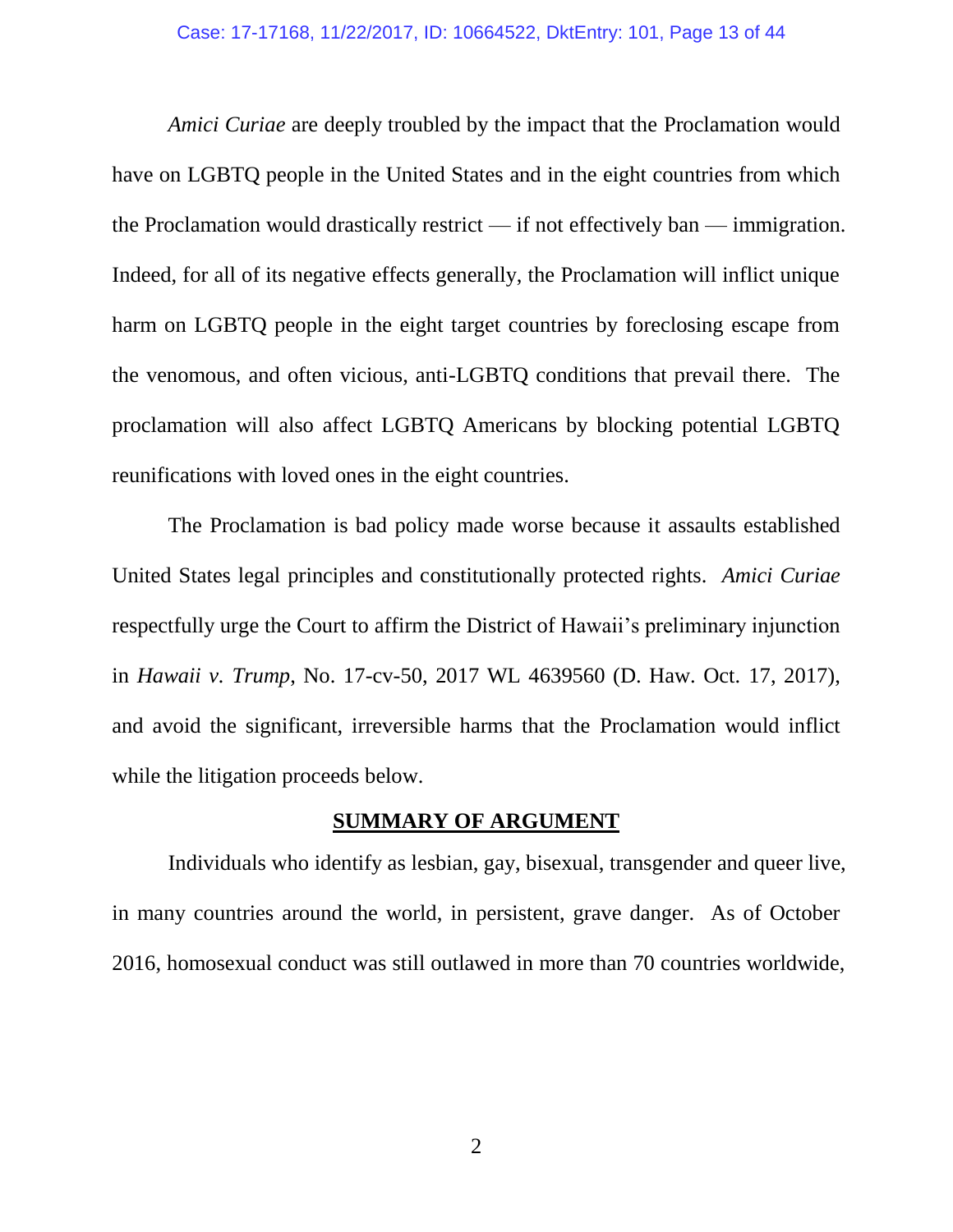*Amici Curiae* are deeply troubled by the impact that the Proclamation would have on LGBTQ people in the United States and in the eight countries from which the Proclamation would drastically restrict — if not effectively ban — immigration. Indeed, for all of its negative effects generally, the Proclamation will inflict unique harm on LGBTQ people in the eight target countries by foreclosing escape from the venomous, and often vicious, anti-LGBTQ conditions that prevail there. The proclamation will also affect LGBTQ Americans by blocking potential LGBTQ reunifications with loved ones in the eight countries.

The Proclamation is bad policy made worse because it assaults established United States legal principles and constitutionally protected rights. *Amici Curiae* respectfully urge the Court to affirm the District of Hawaii's preliminary injunction in *Hawaii v. Trump,* No. 17-cv-50, 2017 WL 4639560 (D. Haw. Oct. 17, 2017), and avoid the significant, irreversible harms that the Proclamation would inflict while the litigation proceeds below.

## SUMMARY OF ARGUMENT

Individuals who identify as lesbian, gay, bisexual, transgender and queer live, in many countries around the world, in persistent, grave danger. As of October 2016, homosexual conduct was still outlawed in more than 70 countries worldwide,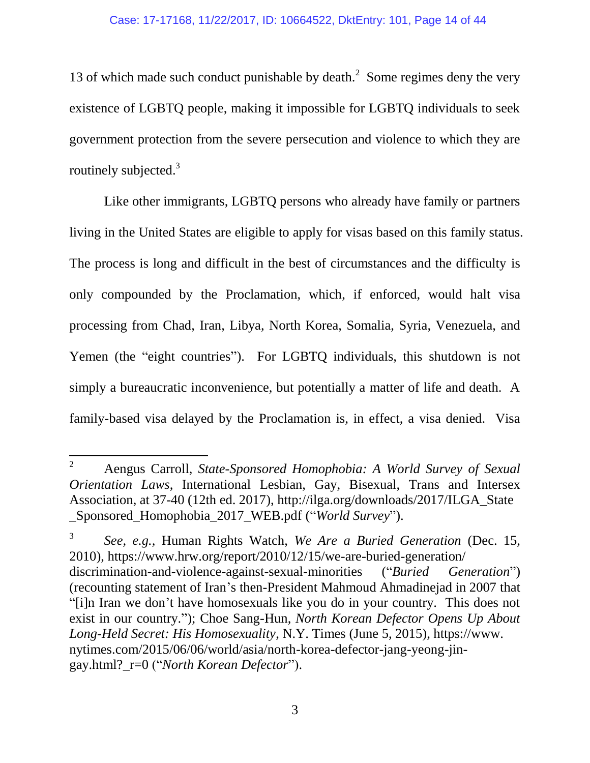13 of which made such conduct punishable by death.[2] Some regimes deny the very existence of LGBTQ people, making it impossible for LGBTQ individuals to seek government protection from the severe persecution and violence to which they are routinely subjected.[3]

Like other immigrants, LGBTQ persons who already have family or partners living in the United States are eligible to apply for visas based on this family status. The process is long and difficult in the best of circumstances and the difficulty is only compounded by the Proclamation, which, if enforced, would halt visa processing from Chad, Iran, Libya, North Korea, Somalia, Syria, Venezuela, and Yemen (the "eight countries"). For LGBTQ individuals, this shutdown is not simply a bureaucratic inconvenience, but potentially a matter of life and death. A family-based visa delayed by the Proclamation is, in effect, a visa denied. Visa

---

[2] Aengus Carroll, *State-Sponsored Homophobia: A World Survey of Sexual Orientation Laws*, International Lesbian, Gay, Bisexual, Trans and Intersex Association, at 37-40 (12th ed. 2017), http://ilga.org/downloads/2017/ILGA_State_Sponsored_Homophobia_2017_WEB.pdf ("*World Survey*").

[3] *See, e.g.*, Human Rights Watch, *We Are a Buried Generation* (Dec. 15, 2010), https://www.hrw.org/report/2010/12/15/we-are-buried-generation/discrimination-and-violence-against-sexual-minorities ("*Buried Generation*") (recounting statement of Iran's then-President Mahmoud Ahmadinejad in 2007 that "[i]n Iran we don't have homosexuals like you do in your country. This does not exist in our country."); Choe Sang-Hun, *North Korean Defector Opens Up About Long-Held Secret: His Homosexuality*, N.Y. Times (June 5, 2015), https://www.nytimes.com/2015/06/06/world/asia/north-korea-defector-jang-yeong-jin-gay.html?_r=0 ("*North Korean Defector*").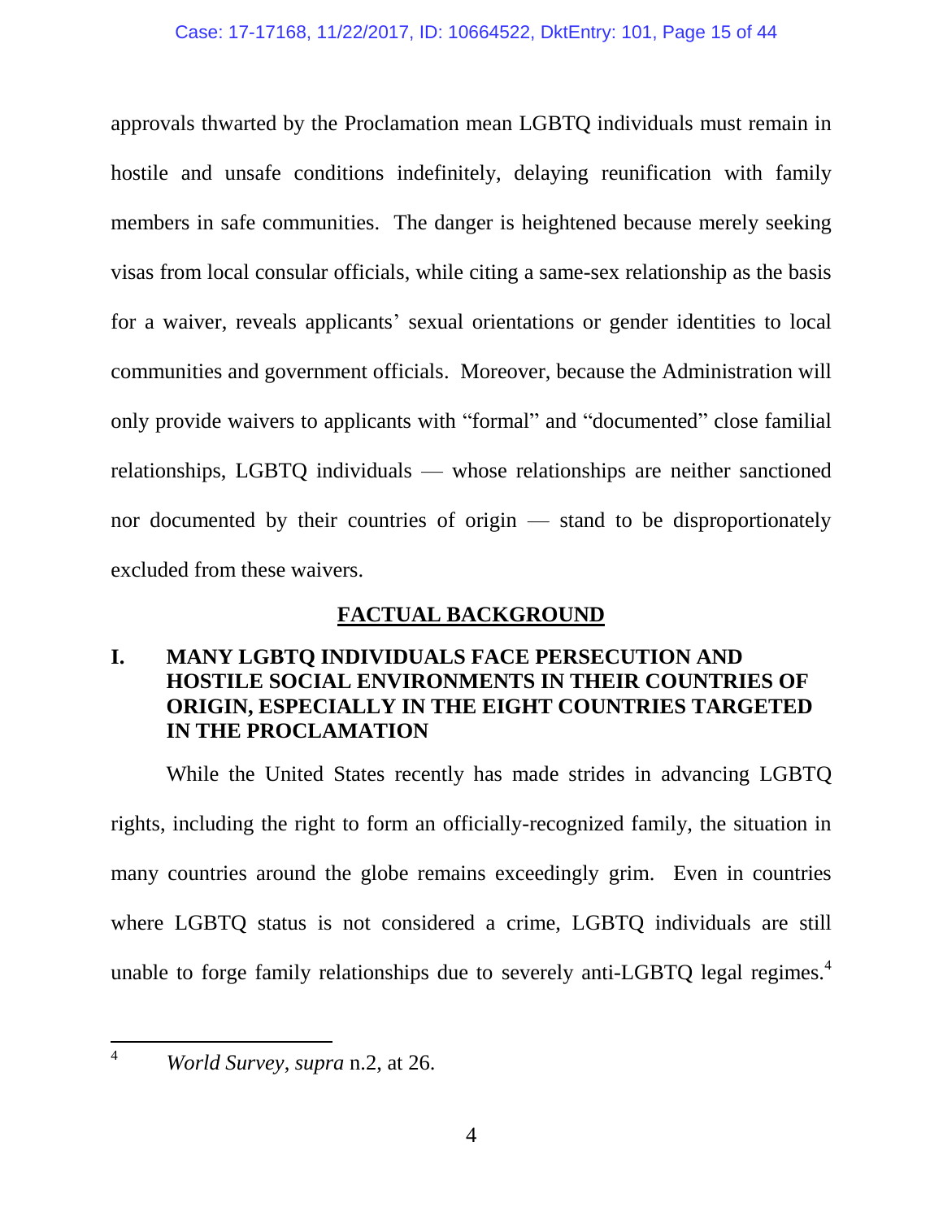approvals thwarted by the Proclamation mean LGBTQ individuals must remain in hostile and unsafe conditions indefinitely, delaying reunification with family members in safe communities. The danger is heightened because merely seeking visas from local consular officials, while citing a same-sex relationship as the basis for a waiver, reveals applicants' sexual orientations or gender identities to local communities and government officials. Moreover, because the Administration will only provide waivers to applicants with "formal" and "documented" close familial relationships, LGBTQ individuals — whose relationships are neither sanctioned nor documented by their countries of origin — stand to be disproportionately excluded from these waivers.

## FACTUAL BACKGROUND

### I. MANY LGBTQ INDIVIDUALS FACE PERSECUTION AND HOSTILE SOCIAL ENVIRONMENTS IN THEIR COUNTRIES OF ORIGIN, ESPECIALLY IN THE EIGHT COUNTRIES TARGETED IN THE PROCLAMATION

While the United States recently has made strides in advancing LGBTQ rights, including the right to form an officially-recognized family, the situation in many countries around the globe remains exceedingly grim. Even in countries where LGBTQ status is not considered a crime, LGBTQ individuals are still unable to forge family relationships due to severely anti-LGBTQ legal regimes.[4]

---

[4] *World Survey*, *supra* n.2, at 26.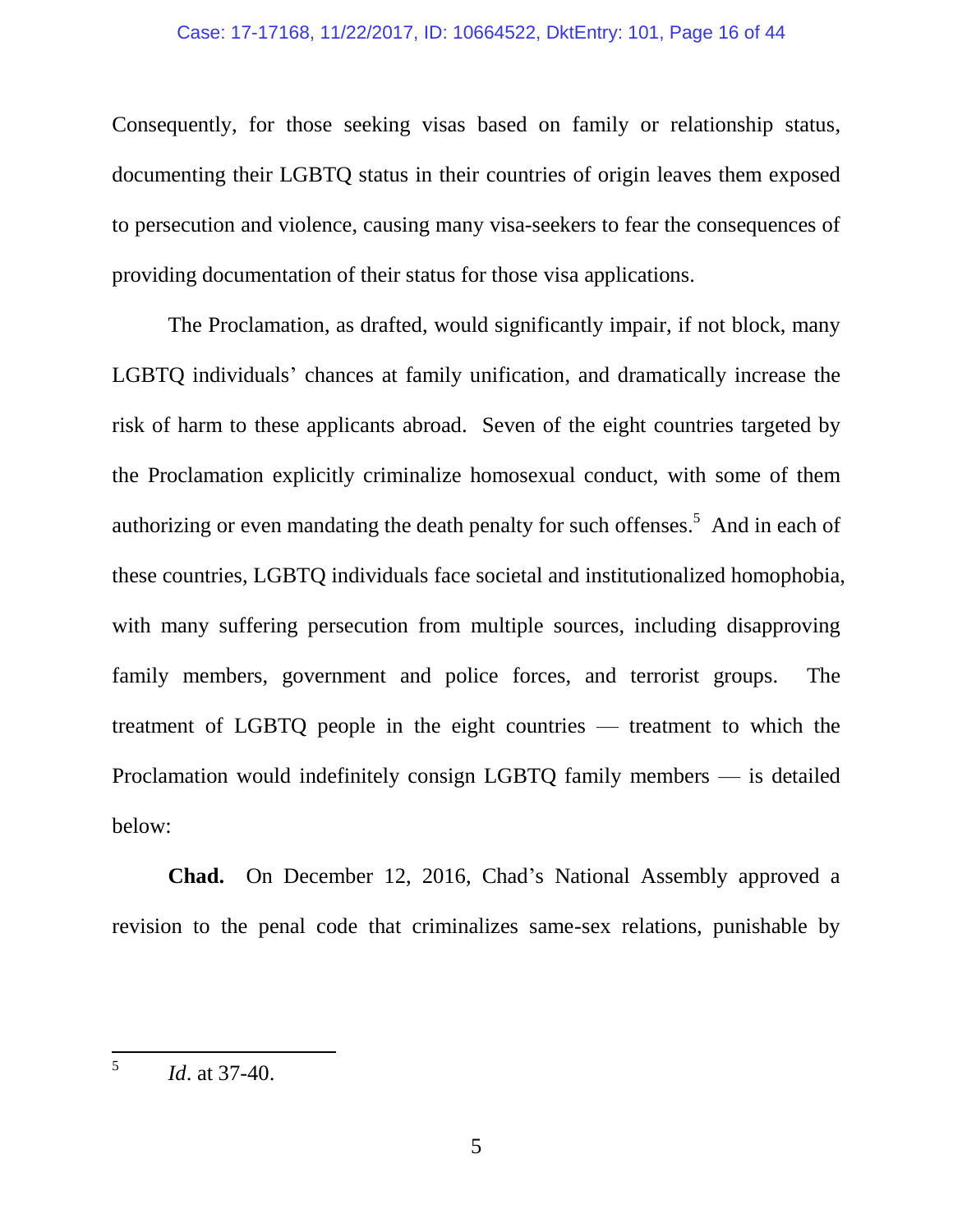Consequently, for those seeking visas based on family or relationship status, documenting their LGBTQ status in their countries of origin leaves them exposed to persecution and violence, causing many visa-seekers to fear the consequences of providing documentation of their status for those visa applications.

The Proclamation, as drafted, would significantly impair, if not block, many LGBTQ individuals' chances at family unification, and dramatically increase the risk of harm to these applicants abroad. Seven of the eight countries targeted by the Proclamation explicitly criminalize homosexual conduct, with some of them authorizing or even mandating the death penalty for such offenses.[5] And in each of these countries, LGBTQ individuals face societal and institutionalized homophobia, with many suffering persecution from multiple sources, including disapproving family members, government and police forces, and terrorist groups. The treatment of LGBTQ people in the eight countries — treatment to which the Proclamation would indefinitely consign LGBTQ family members — is detailed below:

**Chad.** On December 12, 2016, Chad's National Assembly approved a revision to the penal code that criminalizes same-sex relations, punishable by

---

[5] *Id*. at 37-40.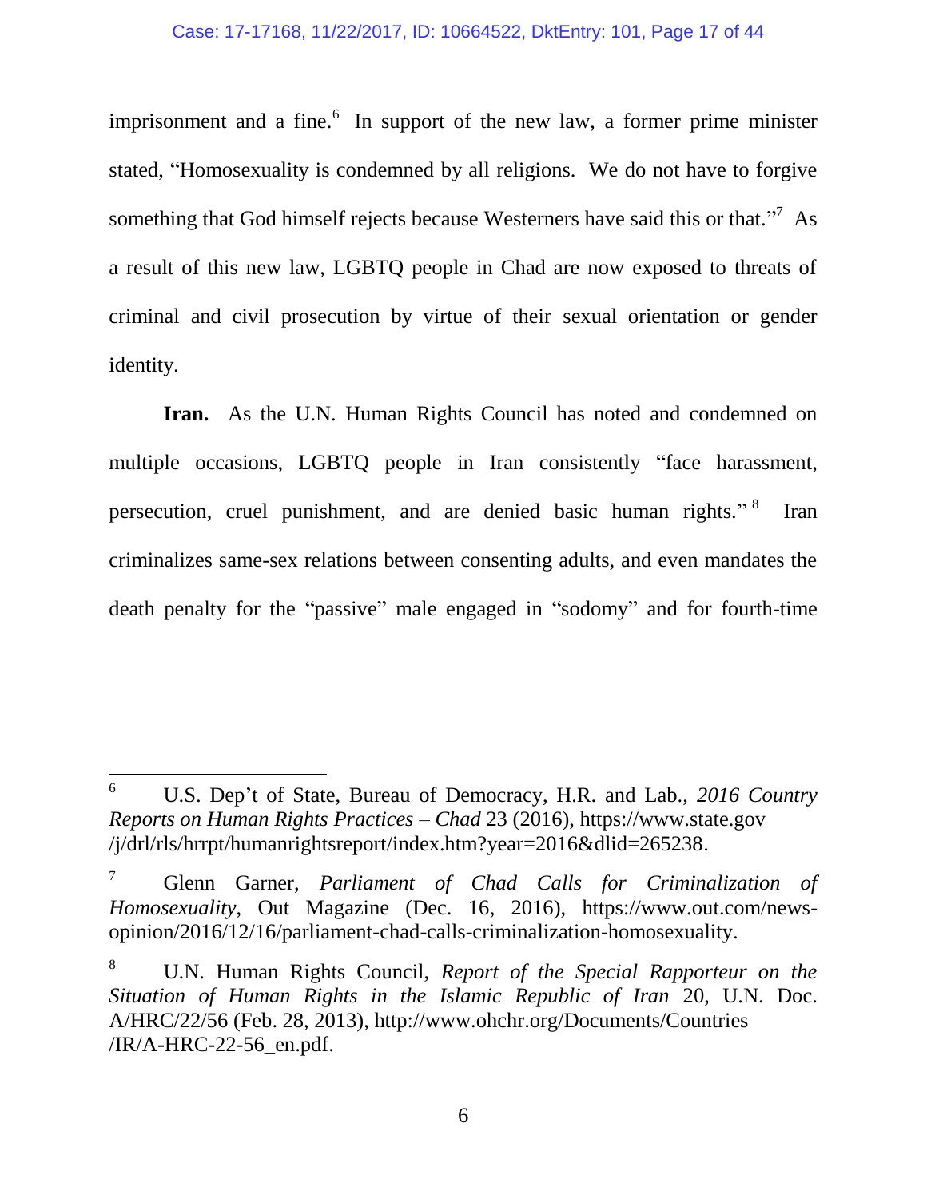imprisonment and a fine.[6] In support of the new law, a former prime minister stated, "Homosexuality is condemned by all religions. We do not have to forgive something that God himself rejects because Westerners have said this or that."[7] As a result of this new law, LGBTQ people in Chad are now exposed to threats of criminal and civil prosecution by virtue of their sexual orientation or gender identity.

**Iran.** As the U.N. Human Rights Council has noted and condemned on multiple occasions, LGBTQ people in Iran consistently "face harassment, persecution, cruel punishment, and are denied basic human rights."[8] Iran criminalizes same-sex relations between consenting adults, and even mandates the death penalty for the "passive" male engaged in "sodomy" and for fourth-time

---

[6] U.S. Dep't of State, Bureau of Democracy, H.R. and Lab., *2016 Country Reports on Human Rights Practices – Chad* 23 (2016), https://www.state.gov/j/drl/rls/hrrpt/humanrightsreport/index.htm?year=2016&dlid=265238.

[7] Glenn Garner, *Parliament of Chad Calls for Criminalization of Homosexuality*, Out Magazine (Dec. 16, 2016), https://www.out.com/news-opinion/2016/12/16/parliament-chad-calls-criminalization-homosexuality.

[8] U.N. Human Rights Council, *Report of the Special Rapporteur on the Situation of Human Rights in the Islamic Republic of Iran* 20, U.N. Doc. A/HRC/22/56 (Feb. 28, 2013), http://www.ohchr.org/Documents/Countries/IR/A-HRC-22-56_en.pdf.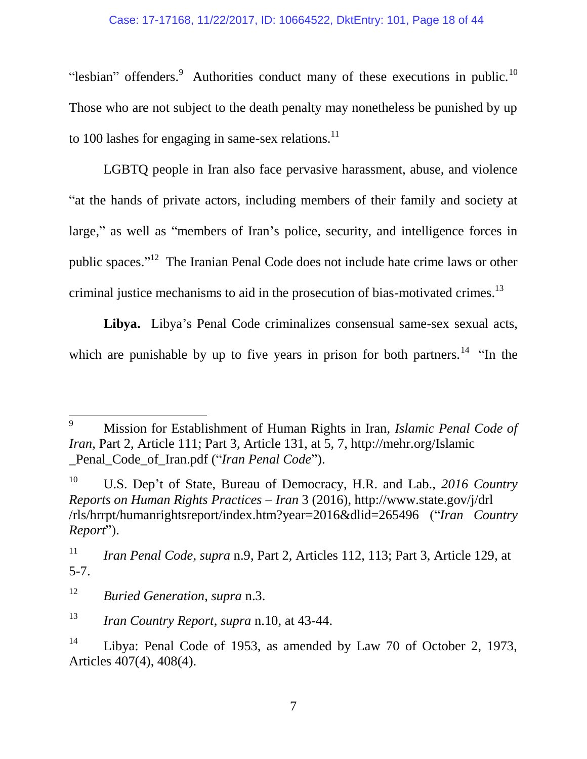"lesbian" offenders.[9] Authorities conduct many of these executions in public.[10] Those who are not subject to the death penalty may nonetheless be punished by up to 100 lashes for engaging in same-sex relations.[11]

LGBTQ people in Iran also face pervasive harassment, abuse, and violence "at the hands of private actors, including members of their family and society at large," as well as "members of Iran's police, security, and intelligence forces in public spaces."[12] The Iranian Penal Code does not include hate crime laws or other criminal justice mechanisms to aid in the prosecution of bias-motivated crimes.[13]

**Libya.** Libya's Penal Code criminalizes consensual same-sex sexual acts, which are punishable by up to five years in prison for both partners.[14] "In the

---

[9] Mission for Establishment of Human Rights in Iran, *Islamic Penal Code of Iran*, Part 2, Article 111; Part 3, Article 131, at 5, 7, http://mehr.org/Islamic_Penal_Code_of_Iran.pdf ("*Iran Penal Code*").

[10] U.S. Dep't of State, Bureau of Democracy, H.R. and Lab., *2016 Country Reports on Human Rights Practices – Iran* 3 (2016), http://www.state.gov/j/drl/rls/hrrpt/humanrightsreport/index.htm?year=2016&dlid=265496 ("*Iran Country Report*").

[11] *Iran Penal Code*, *supra* n.9, Part 2, Articles 112, 113; Part 3, Article 129, at 5-7.

[12] *Buried Generation*, *supra* n.3.

[13] *Iran Country Report*, *supra* n.10, at 43-44.

[14] Libya: Penal Code of 1953, as amended by Law 70 of October 2, 1973, Articles 407(4), 408(4).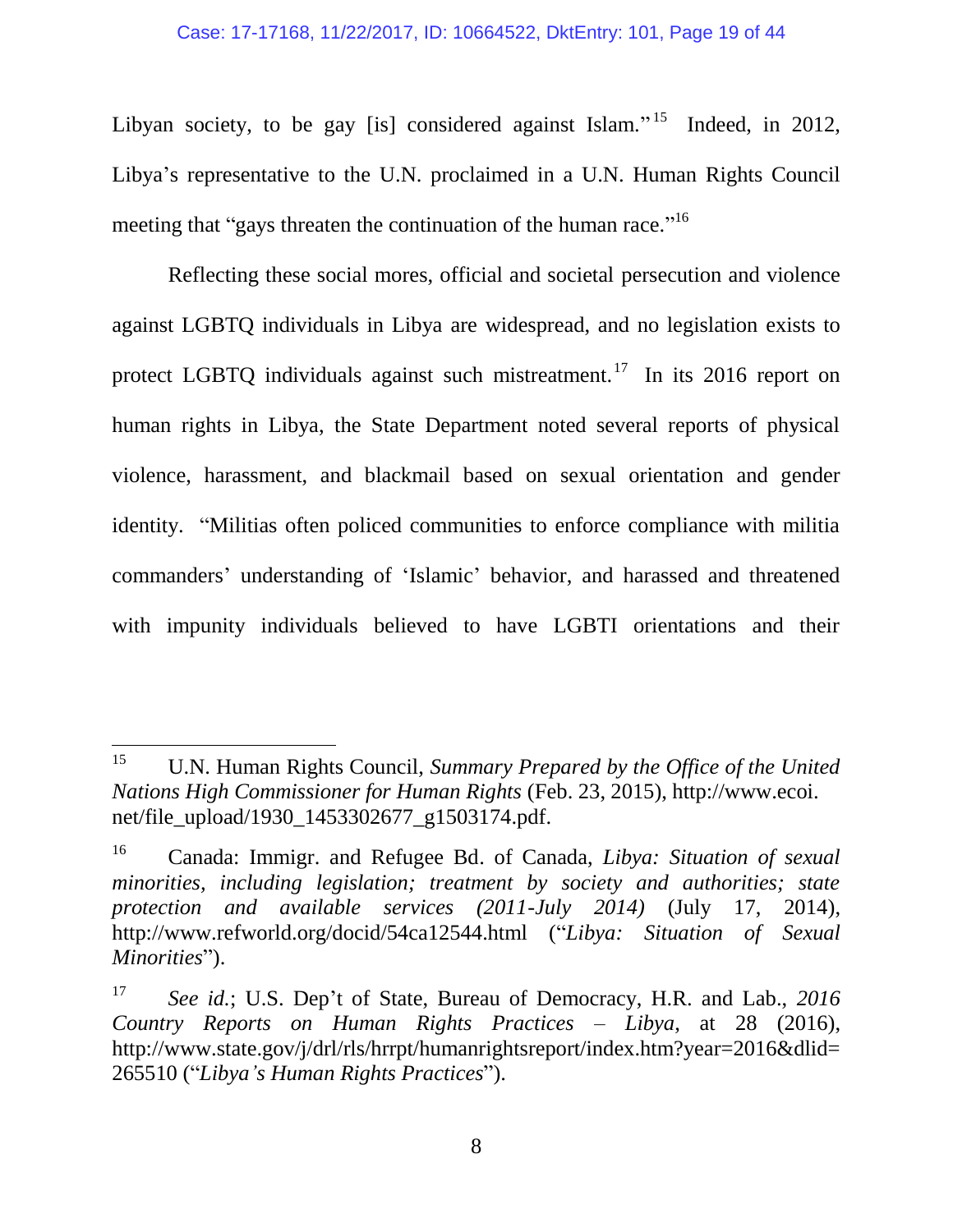Libyan society, to be gay [is] considered against Islam."[15] Indeed, in 2012, Libya's representative to the U.N. proclaimed in a U.N. Human Rights Council meeting that "gays threaten the continuation of the human race."[16]

Reflecting these social mores, official and societal persecution and violence against LGBTQ individuals in Libya are widespread, and no legislation exists to protect LGBTQ individuals against such mistreatment.[17] In its 2016 report on human rights in Libya, the State Department noted several reports of physical violence, harassment, and blackmail based on sexual orientation and gender identity. "Militias often policed communities to enforce compliance with militia commanders' understanding of 'Islamic' behavior, and harassed and threatened with impunity individuals believed to have LGBTI orientations and their

---

[15] U.N. Human Rights Council, *Summary Prepared by the Office of the United Nations High Commissioner for Human Rights* (Feb. 23, 2015), http://www.ecoi.net/file_upload/1930_1453302677_g1503174.pdf.

[16] Canada: Immigr. and Refugee Bd. of Canada, *Libya: Situation of sexual minorities, including legislation; treatment by society and authorities; state protection and available services (2011-July 2014)* (July 17, 2014), http://www.refworld.org/docid/54ca12544.html ("*Libya: Situation of Sexual Minorities*").

[17] *See id.*; U.S. Dep't of State, Bureau of Democracy, H.R. and Lab., *2016 Country Reports on Human Rights Practices – Libya*, at 28 (2016), http://www.state.gov/j/drl/rls/hrrpt/humanrightsreport/index.htm?year=2016&dlid=265510 ("*Libya's Human Rights Practices*").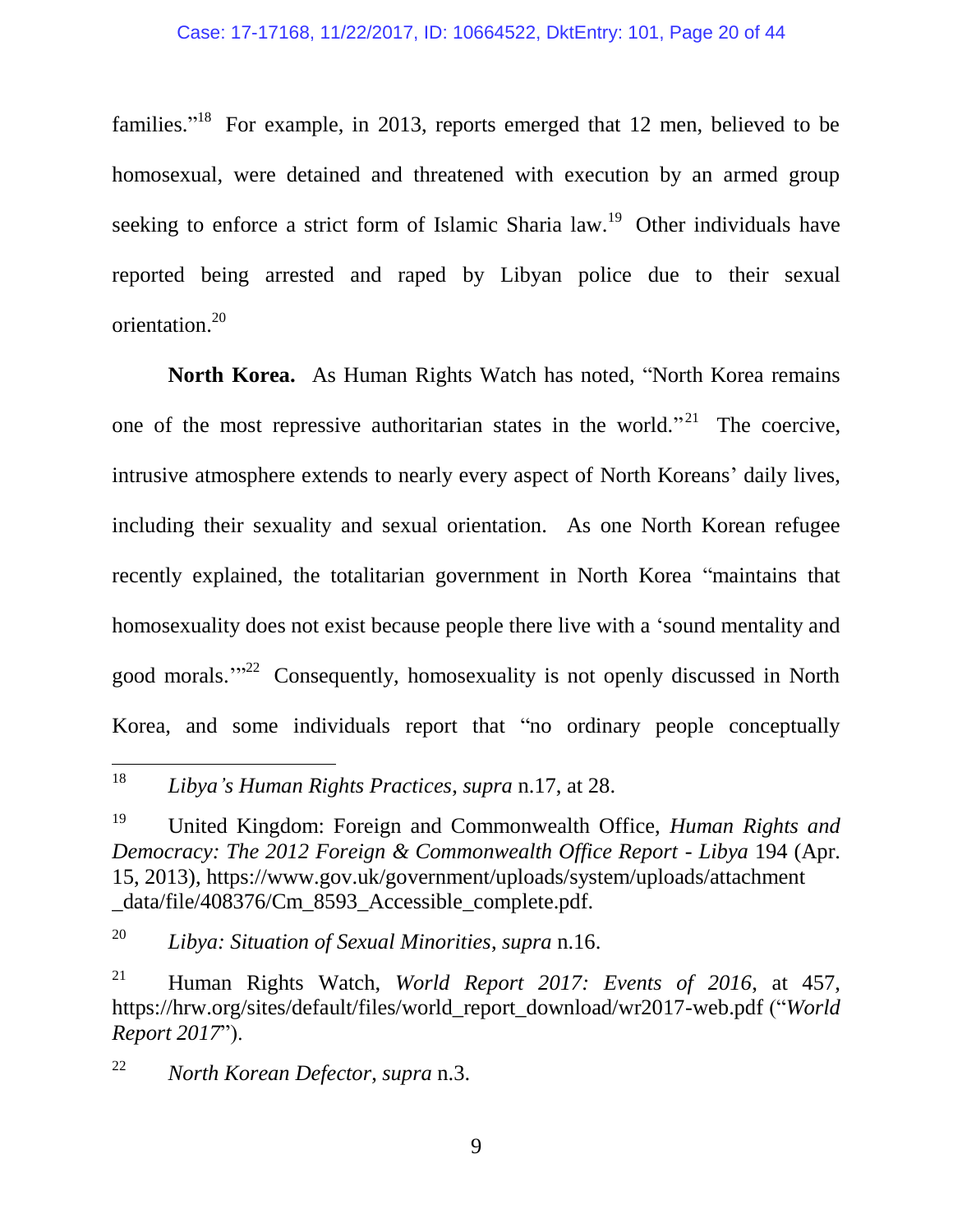families."[18] For example, in 2013, reports emerged that 12 men, believed to be homosexual, were detained and threatened with execution by an armed group seeking to enforce a strict form of Islamic Sharia law.[19] Other individuals have reported being arrested and raped by Libyan police due to their sexual orientation.[20]

**North Korea.** As Human Rights Watch has noted, "North Korea remains one of the most repressive authoritarian states in the world."[21] The coercive, intrusive atmosphere extends to nearly every aspect of North Koreans' daily lives, including their sexuality and sexual orientation. As one North Korean refugee recently explained, the totalitarian government in North Korea "maintains that homosexuality does not exist because people there live with a 'sound mentality and good morals.'"[22] Consequently, homosexuality is not openly discussed in North Korea, and some individuals report that "no ordinary people conceptually

---

[18] *Libya's Human Rights Practices*, *supra* n.17, at 28.

[19] United Kingdom: Foreign and Commonwealth Office, *Human Rights and Democracy: The 2012 Foreign & Commonwealth Office Report - Libya* 194 (Apr. 15, 2013), https://www.gov.uk/government/uploads/system/uploads/attachment_data/file/408376/Cm_8593_Accessible_complete.pdf.

[20] *Libya: Situation of Sexual Minorities*, *supra* n.16.

[21] Human Rights Watch, *World Report 2017: Events of 2016*, at 457, https://hrw.org/sites/default/files/world_report_download/wr2017-web.pdf ("*World Report 2017*").

[22] *North Korean Defector*, *supra* n.3.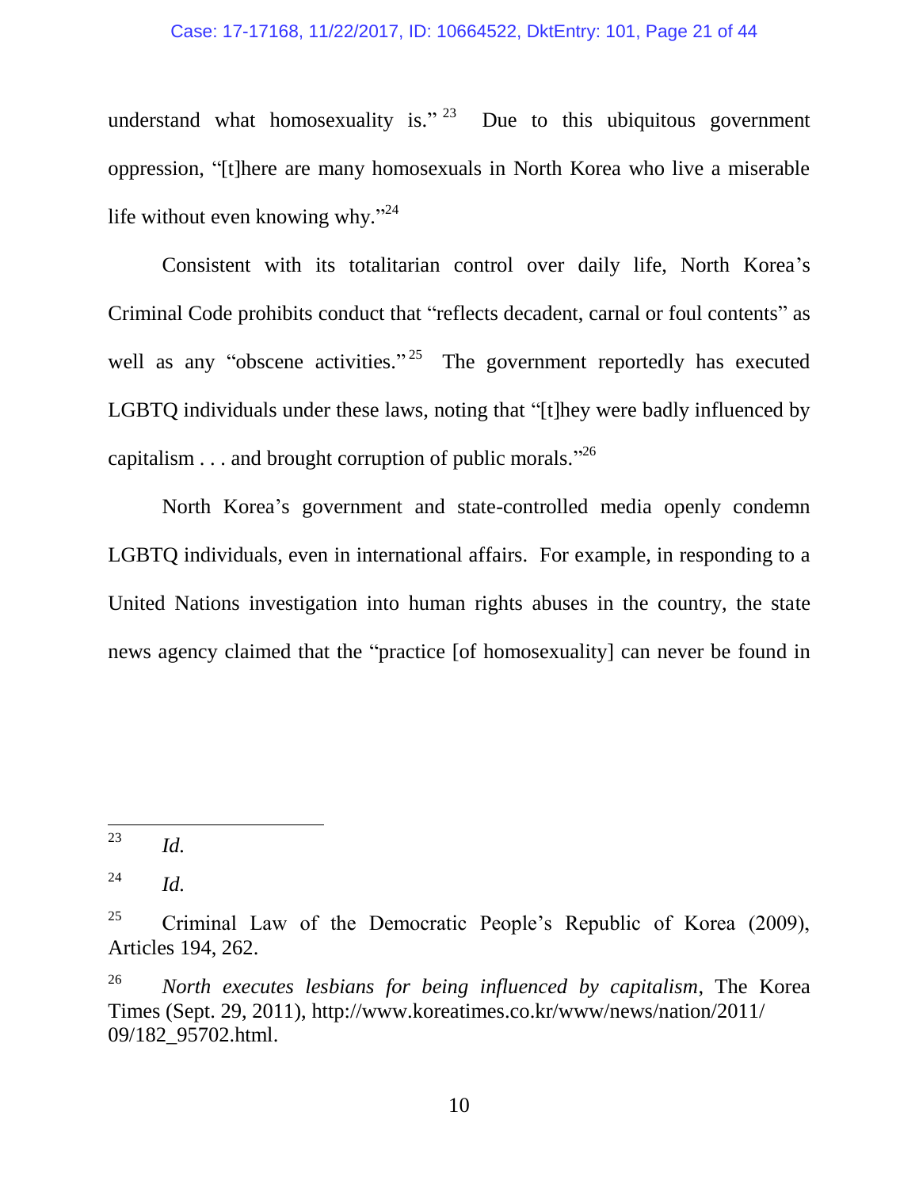understand what homosexuality is."[23] Due to this ubiquitous government oppression, "[t]here are many homosexuals in North Korea who live a miserable life without even knowing why."[24]

Consistent with its totalitarian control over daily life, North Korea's Criminal Code prohibits conduct that "reflects decadent, carnal or foul contents" as well as any "obscene activities."[25] The government reportedly has executed LGBTQ individuals under these laws, noting that "[t]hey were badly influenced by capitalism . . . and brought corruption of public morals."[26]

North Korea's government and state-controlled media openly condemn LGBTQ individuals, even in international affairs. For example, in responding to a United Nations investigation into human rights abuses in the country, the state news agency claimed that the "practice [of homosexuality] can never be found in

---

[23] *Id.*

[24] *Id.*

[25] Criminal Law of the Democratic People's Republic of Korea (2009), Articles 194, 262.

[26] *North executes lesbians for being influenced by capitalism*, The Korea Times (Sept. 29, 2011), http://www.koreatimes.co.kr/www/news/nation/2011/09/182_95702.html.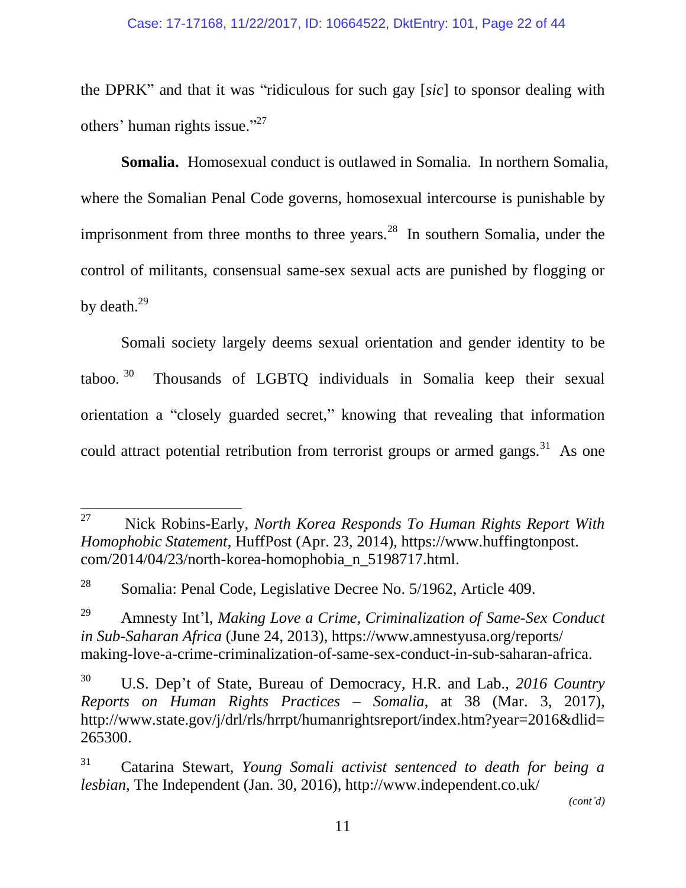the DPRK" and that it was "ridiculous for such gay [*sic*] to sponsor dealing with others' human rights issue."[27]

**Somalia.** Homosexual conduct is outlawed in Somalia. In northern Somalia, where the Somalian Penal Code governs, homosexual intercourse is punishable by imprisonment from three months to three years.[28] In southern Somalia, under the control of militants, consensual same-sex sexual acts are punished by flogging or by death.[29]

Somali society largely deems sexual orientation and gender identity to be taboo.[30] Thousands of LGBTQ individuals in Somalia keep their sexual orientation a "closely guarded secret," knowing that revealing that information could attract potential retribution from terrorist groups or armed gangs.[31] As one

---

[27] Nick Robins-Early, *North Korea Responds To Human Rights Report With Homophobic Statement*, HuffPost (Apr. 23, 2014), https://www.huffingtonpost.com/2014/04/23/north-korea-homophobia_n_5198717.html.

[28] Somalia: Penal Code, Legislative Decree No. 5/1962, Article 409.

[29] Amnesty Int'l, *Making Love a Crime, Criminalization of Same-Sex Conduct in Sub-Saharan Africa* (June 24, 2013), https://www.amnestyusa.org/reports/making-love-a-crime-criminalization-of-same-sex-conduct-in-sub-saharan-africa.

[30] U.S. Dep't of State, Bureau of Democracy, H.R. and Lab., *2016 Country Reports on Human Rights Practices – Somalia*, at 38 (Mar. 3, 2017), http://www.state.gov/j/drl/rls/hrrpt/humanrightsreport/index.htm?year=2016&dlid=265300.

[31] Catarina Stewart, *Young Somali activist sentenced to death for being a lesbian*, The Independent (Jan. 30, 2016), http://www.independent.co.uk/

*(cont'd)*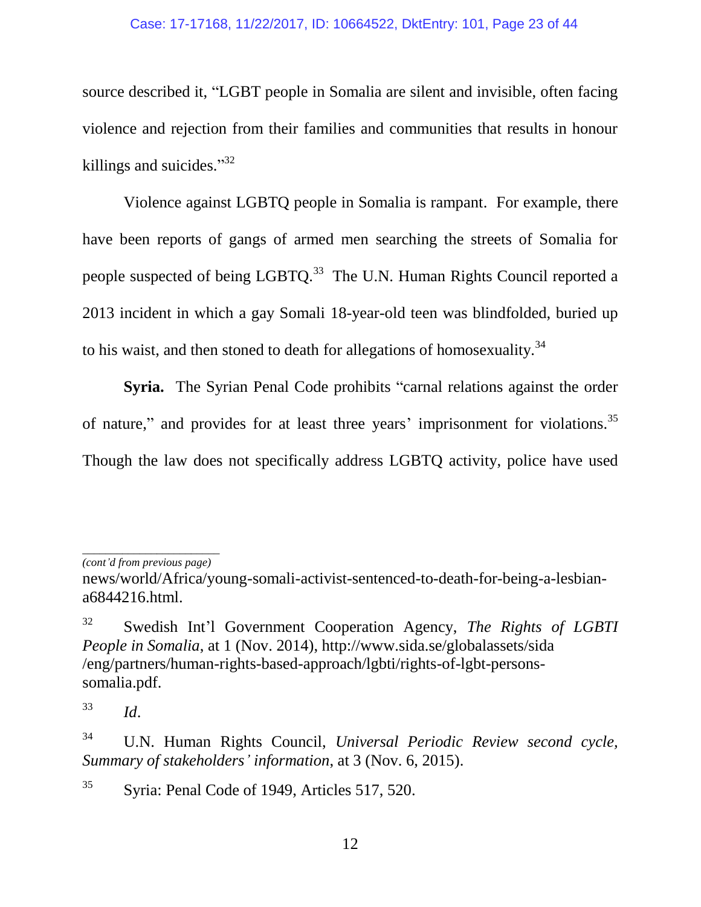source described it, "LGBT people in Somalia are silent and invisible, often facing violence and rejection from their families and communities that results in honour killings and suicides."[32]

Violence against LGBTQ people in Somalia is rampant. For example, there have been reports of gangs of armed men searching the streets of Somalia for people suspected of being LGBTQ.[33] The U.N. Human Rights Council reported a 2013 incident in which a gay Somali 18-year-old teen was blindfolded, buried up to his waist, and then stoned to death for allegations of homosexuality.[34]

**Syria.** The Syrian Penal Code prohibits "carnal relations against the order of nature," and provides for at least three years' imprisonment for violations.[35] Though the law does not specifically address LGBTQ activity, police have used

---

*(cont'd from previous page)*

news/world/Africa/young-somali-activist-sentenced-to-death-for-being-a-lesbian-a6844216.html.

[32] Swedish Int'l Government Cooperation Agency, *The Rights of LGBTI People in Somalia*, at 1 (Nov. 2014), http://www.sida.se/globalassets/sida/eng/partners/human-rights-based-approach/lgbti/rights-of-lgbt-persons-somalia.pdf.

[33] *Id*.

[34] U.N. Human Rights Council, *Universal Periodic Review second cycle, Summary of stakeholders' information*, at 3 (Nov. 6, 2015).

[35] Syria: Penal Code of 1949, Articles 517, 520.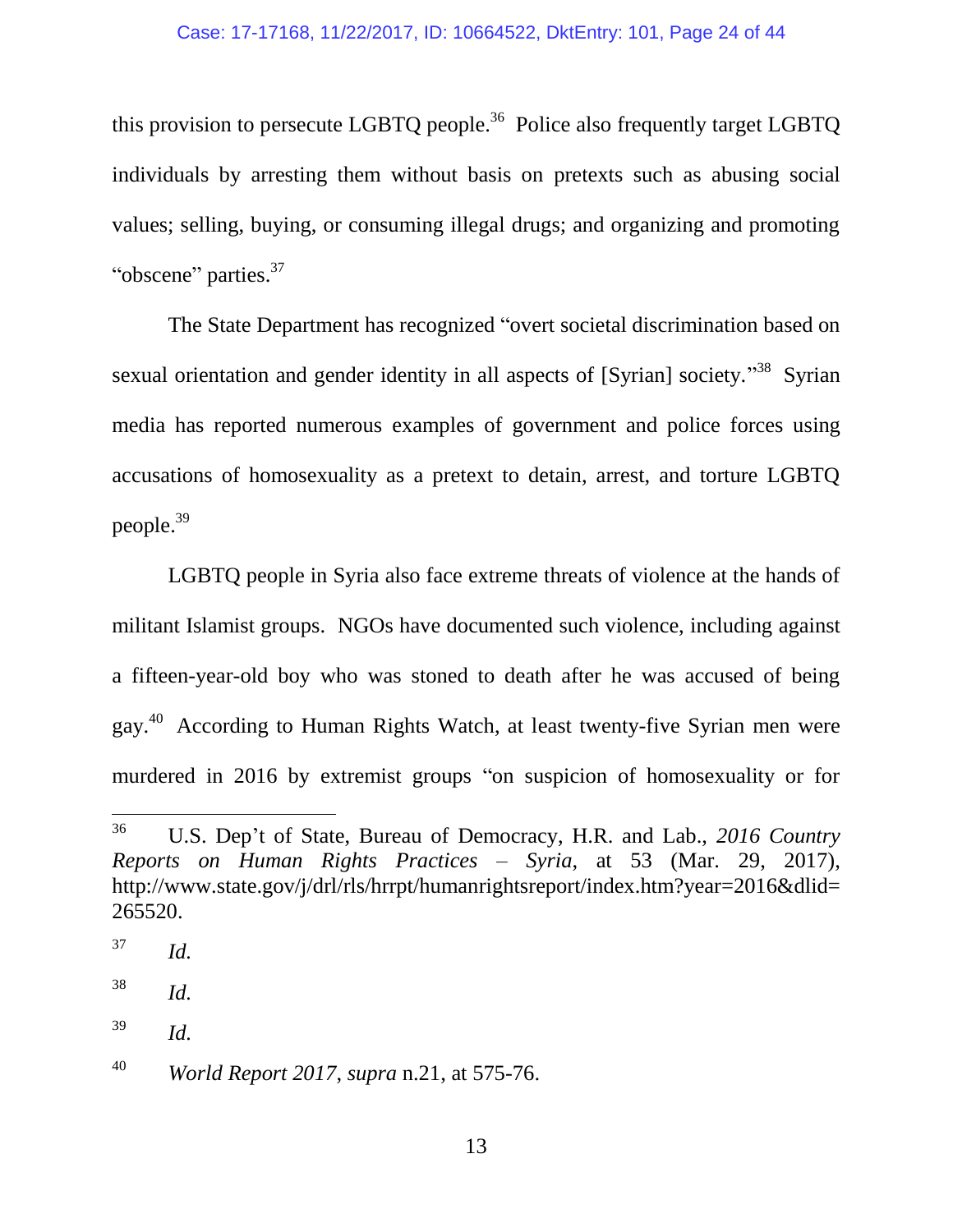this provision to persecute LGBTQ people.[36] Police also frequently target LGBTQ individuals by arresting them without basis on pretexts such as abusing social values; selling, buying, or consuming illegal drugs; and organizing and promoting "obscene" parties.[37]

The State Department has recognized "overt societal discrimination based on sexual orientation and gender identity in all aspects of [Syrian] society."[38] Syrian media has reported numerous examples of government and police forces using accusations of homosexuality as a pretext to detain, arrest, and torture LGBTQ people.[39]

LGBTQ people in Syria also face extreme threats of violence at the hands of militant Islamist groups. NGOs have documented such violence, including against a fifteen-year-old boy who was stoned to death after he was accused of being gay.[40] According to Human Rights Watch, at least twenty-five Syrian men were murdered in 2016 by extremist groups "on suspicion of homosexuality or for

---

[36] U.S. Dep't of State, Bureau of Democracy, H.R. and Lab., *2016 Country Reports on Human Rights Practices – Syria*, at 53 (Mar. 29, 2017), http://www.state.gov/j/drl/rls/hrrpt/humanrightsreport/index.htm?year=2016&dlid=265520.

[37] *Id.*

[38] *Id.*

[39] *Id.*

[40] *World Report 2017*, *supra* n.21, at 575-76.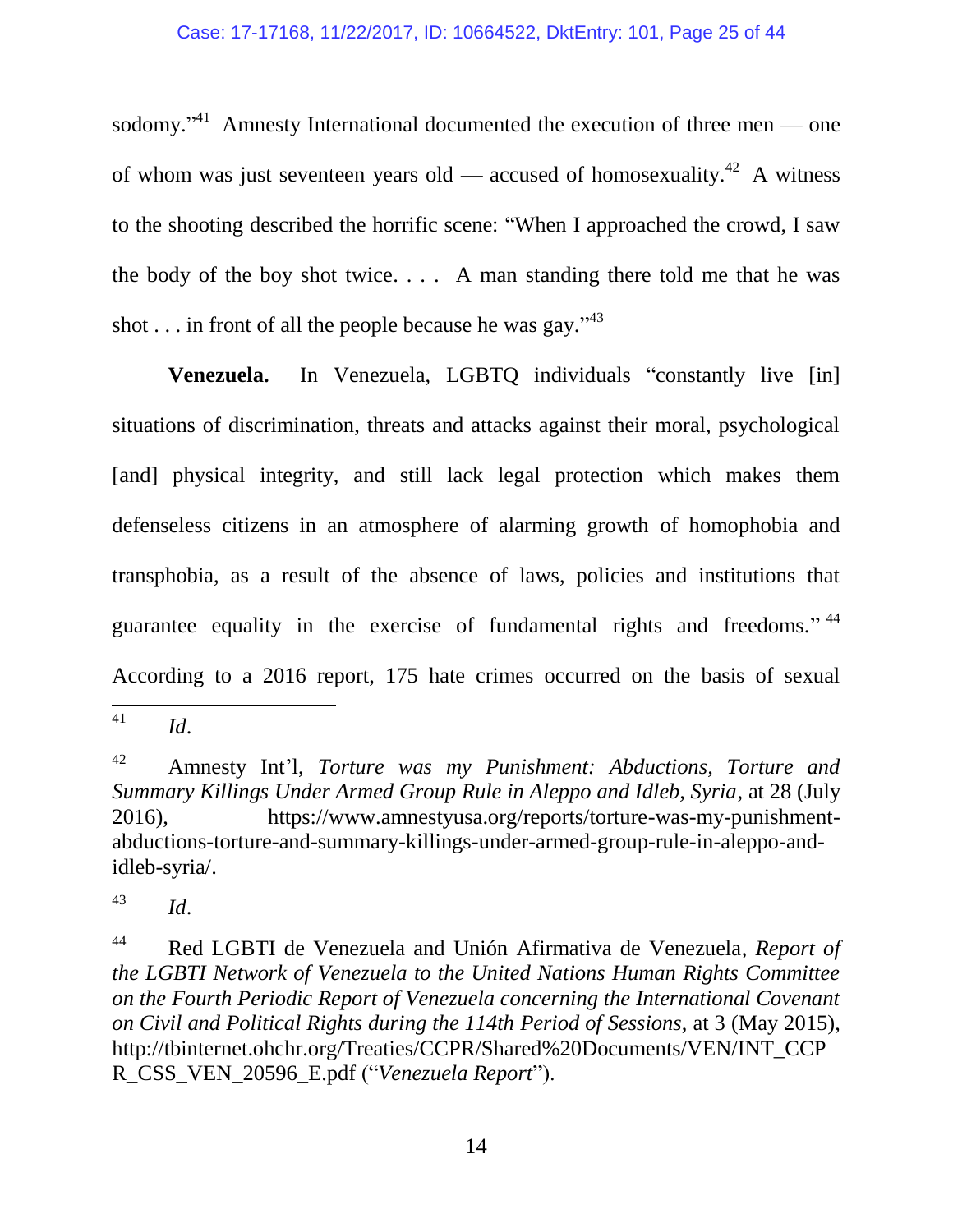sodomy."[41] Amnesty International documented the execution of three men — one of whom was just seventeen years old — accused of homosexuality.[42] A witness to the shooting described the horrific scene: "When I approached the crowd, I saw the body of the boy shot twice. . . . A man standing there told me that he was shot . . . in front of all the people because he was gay."[43]

**Venezuela.** In Venezuela, LGBTQ individuals "constantly live [in] situations of discrimination, threats and attacks against their moral, psychological [and] physical integrity, and still lack legal protection which makes them defenseless citizens in an atmosphere of alarming growth of homophobia and transphobia, as a result of the absence of laws, policies and institutions that guarantee equality in the exercise of fundamental rights and freedoms."[44] According to a 2016 report, 175 hate crimes occurred on the basis of sexual

---

[41] *Id*.

[42] Amnesty Int'l, *Torture was my Punishment: Abductions, Torture and Summary Killings Under Armed Group Rule in Aleppo and Idleb, Syria*, at 28 (July 2016), https://www.amnestyusa.org/reports/torture-was-my-punishment-abductions-torture-and-summary-killings-under-armed-group-rule-in-aleppo-and-idleb-syria/.

[43] *Id*.

[44] Red LGBTI de Venezuela and Unión Afirmativa de Venezuela, *Report of the LGBTI Network of Venezuela to the United Nations Human Rights Committee on the Fourth Periodic Report of Venezuela concerning the International Covenant on Civil and Political Rights during the 114th Period of Sessions*, at 3 (May 2015), http://tbinternet.ohchr.org/Treaties/CCPR/Shared%20Documents/VEN/INT_CCPR_CSS_VEN_20596_E.pdf ("*Venezuela Report*").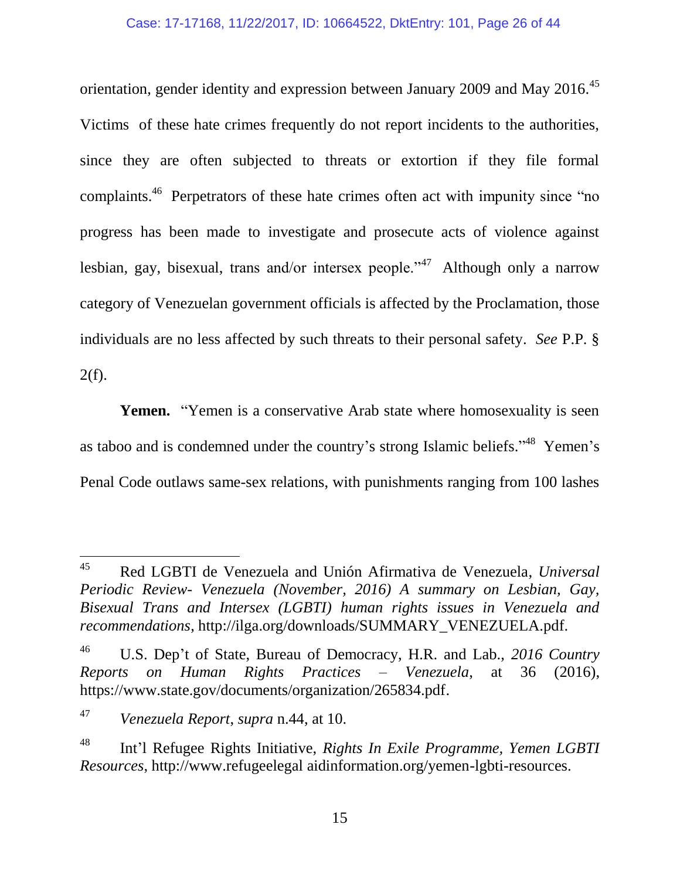orientation, gender identity and expression between January 2009 and May 2016.[45] Victims of these hate crimes frequently do not report incidents to the authorities, since they are often subjected to threats or extortion if they file formal complaints.[46] Perpetrators of these hate crimes often act with impunity since "no progress has been made to investigate and prosecute acts of violence against lesbian, gay, bisexual, trans and/or intersex people."[47] Although only a narrow category of Venezuelan government officials is affected by the Proclamation, those individuals are no less affected by such threats to their personal safety. *See* P.P. § 2(f).

**Yemen.** "Yemen is a conservative Arab state where homosexuality is seen as taboo and is condemned under the country's strong Islamic beliefs."[48] Yemen's Penal Code outlaws same-sex relations, with punishments ranging from 100 lashes

---

[45] Red LGBTI de Venezuela and Unión Afirmativa de Venezuela, *Universal Periodic Review- Venezuela (November, 2016) A summary on Lesbian, Gay, Bisexual Trans and Intersex (LGBTI) human rights issues in Venezuela and recommendations*, http://ilga.org/downloads/SUMMARY_VENEZUELA.pdf.

[46] U.S. Dep't of State, Bureau of Democracy, H.R. and Lab., *2016 Country Reports on Human Rights Practices – Venezuela*, at 36 (2016), https://www.state.gov/documents/organization/265834.pdf.

[47] *Venezuela Report*, *supra* n.44, at 10.

[48] Int'l Refugee Rights Initiative, *Rights In Exile Programme*, *Yemen LGBTI Resources*, http://www.refugeelegal aidinformation.org/yemen-lgbti-resources.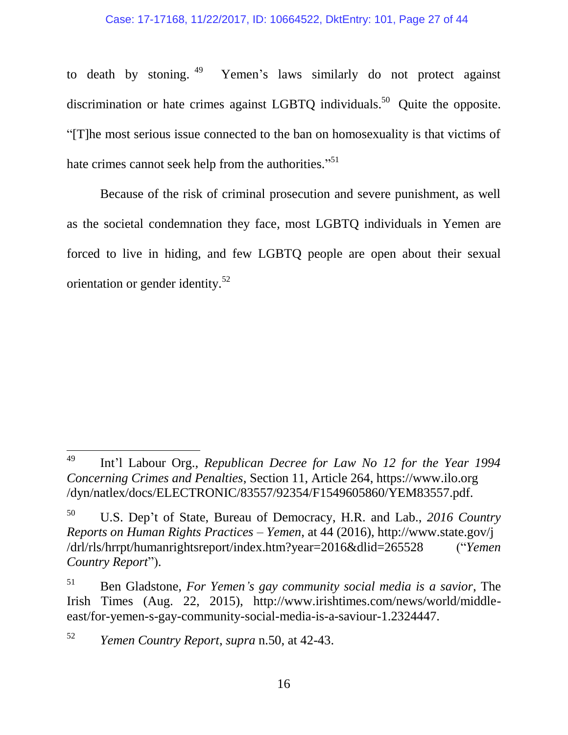to death by stoning.[49] Yemen's laws similarly do not protect against discrimination or hate crimes against LGBTQ individuals.[50] Quite the opposite. "[T]he most serious issue connected to the ban on homosexuality is that victims of hate crimes cannot seek help from the authorities."[51]

Because of the risk of criminal prosecution and severe punishment, as well as the societal condemnation they face, most LGBTQ individuals in Yemen are forced to live in hiding, and few LGBTQ people are open about their sexual orientation or gender identity.[52]

---

[49] Int'l Labour Org., *Republican Decree for Law No 12 for the Year 1994 Concerning Crimes and Penalties*, Section 11, Article 264, https://www.ilo.org/dyn/natlex/docs/ELECTRONIC/83557/92354/F1549605860/YEM83557.pdf.

[50] U.S. Dep't of State, Bureau of Democracy, H.R. and Lab., *2016 Country Reports on Human Rights Practices – Yemen*, at 44 (2016), http://www.state.gov/j/drl/rls/hrrpt/humanrightsreport/index.htm?year=2016&dlid=265528 ("*Yemen Country Report*").

[51] Ben Gladstone, *For Yemen's gay community social media is a savior*, The Irish Times (Aug. 22, 2015), http://www.irishtimes.com/news/world/middle-east/for-yemen-s-gay-community-social-media-is-a-saviour-1.2324447.

[52] *Yemen Country Report*, *supra* n.50, at 42-43.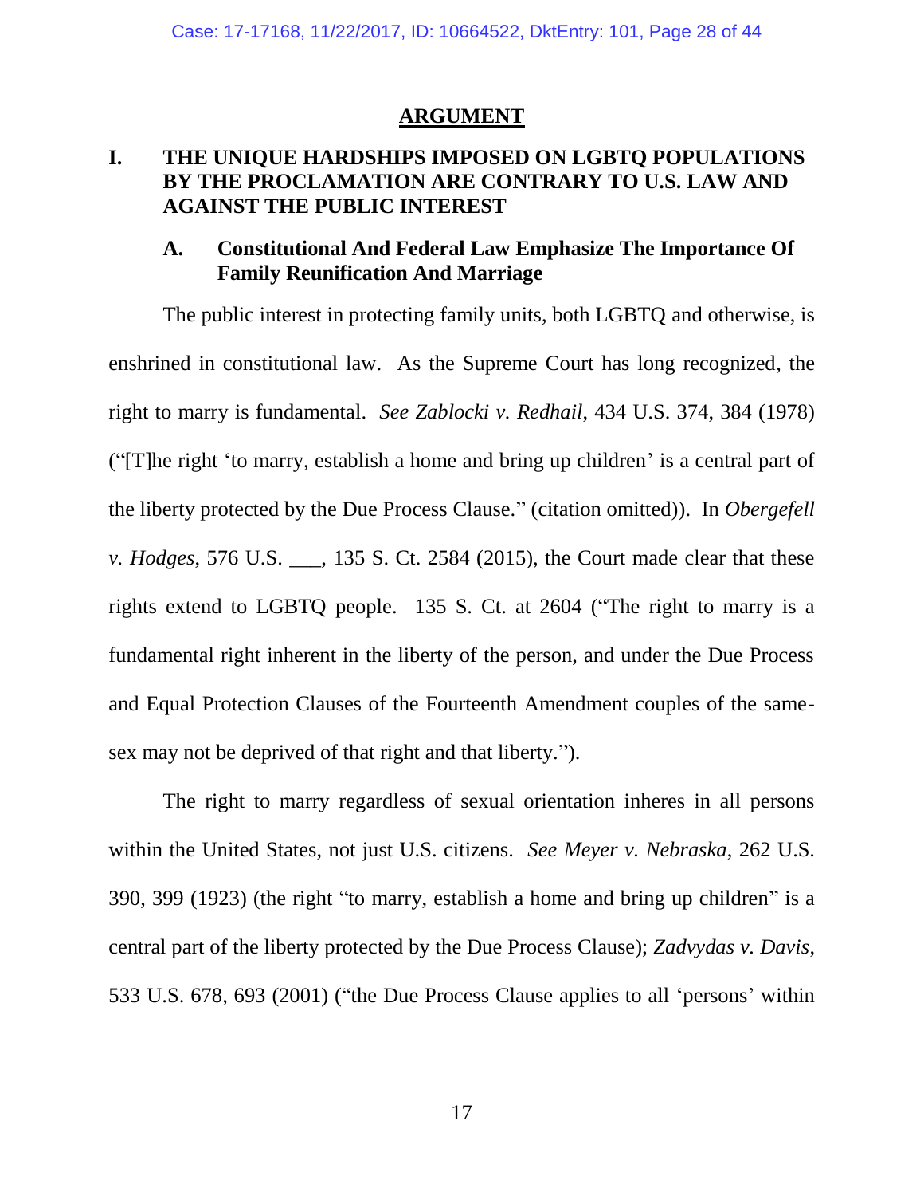## ARGUMENT

### I. THE UNIQUE HARDSHIPS IMPOSED ON LGBTQ POPULATIONS BY THE PROCLAMATION ARE CONTRARY TO U.S. LAW AND AGAINST THE PUBLIC INTEREST

#### A. Constitutional And Federal Law Emphasize The Importance Of Family Reunification And Marriage

The public interest in protecting family units, both LGBTQ and otherwise, is enshrined in constitutional law. As the Supreme Court has long recognized, the right to marry is fundamental. *See Zablocki v. Redhail*, 434 U.S. 374, 384 (1978) ("[T]he right 'to marry, establish a home and bring up children' is a central part of the liberty protected by the Due Process Clause." (citation omitted)). In *Obergefell v. Hodges*, 576 U.S. ___, 135 S. Ct. 2584 (2015), the Court made clear that these rights extend to LGBTQ people. 135 S. Ct. at 2604 ("The right to marry is a fundamental right inherent in the liberty of the person, and under the Due Process and Equal Protection Clauses of the Fourteenth Amendment couples of the same-sex may not be deprived of that right and that liberty.").

The right to marry regardless of sexual orientation inheres in all persons within the United States, not just U.S. citizens. *See Meyer v. Nebraska*, 262 U.S. 390, 399 (1923) (the right "to marry, establish a home and bring up children" is a central part of the liberty protected by the Due Process Clause); *Zadvydas v. Davis*, 533 U.S. 678, 693 (2001) ("the Due Process Clause applies to all 'persons' within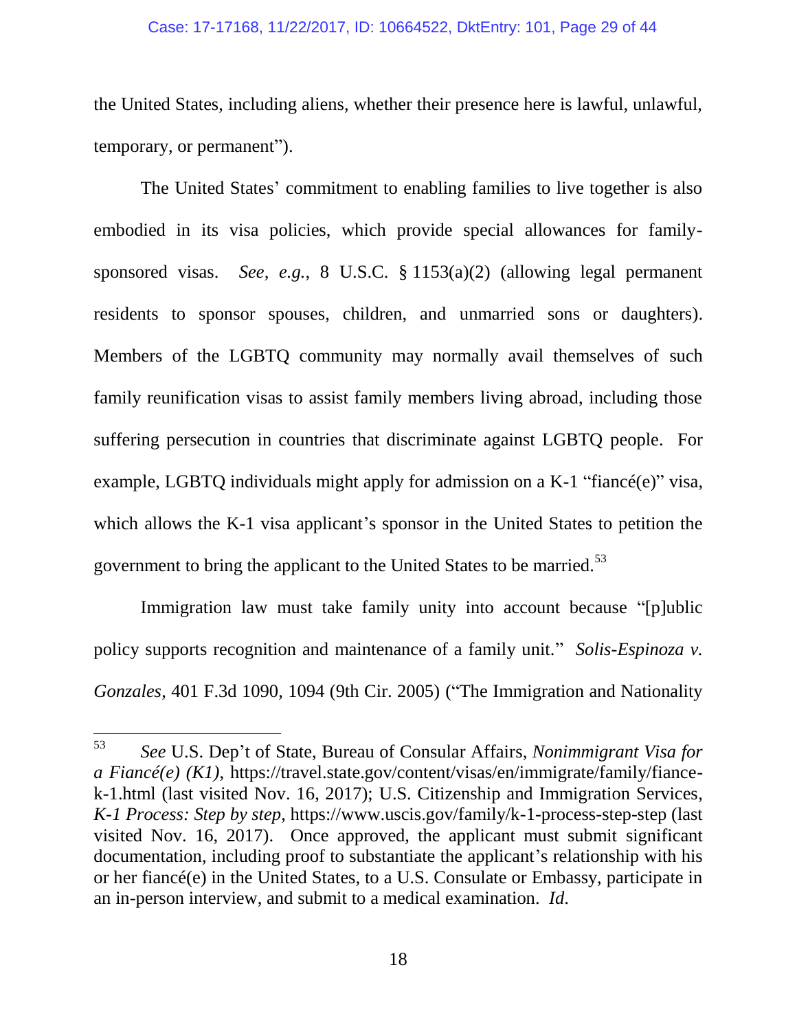the United States, including aliens, whether their presence here is lawful, unlawful, temporary, or permanent").

The United States' commitment to enabling families to live together is also embodied in its visa policies, which provide special allowances for family-sponsored visas. *See, e.g.*, 8 U.S.C. § 1153(a)(2) (allowing legal permanent residents to sponsor spouses, children, and unmarried sons or daughters). Members of the LGBTQ community may normally avail themselves of such family reunification visas to assist family members living abroad, including those suffering persecution in countries that discriminate against LGBTQ people. For example, LGBTQ individuals might apply for admission on a K-1 "fiancé(e)" visa, which allows the K-1 visa applicant's sponsor in the United States to petition the government to bring the applicant to the United States to be married.[53]

Immigration law must take family unity into account because "[p]ublic policy supports recognition and maintenance of a family unit." *Solis-Espinoza v. Gonzales*, 401 F.3d 1090, 1094 (9th Cir. 2005) ("The Immigration and Nationality

---

[53] *See* U.S. Dep't of State, Bureau of Consular Affairs, *Nonimmigrant Visa for a Fiancé(e) (K1)*, https://travel.state.gov/content/visas/en/immigrate/family/fiance-k-1.html (last visited Nov. 16, 2017); U.S. Citizenship and Immigration Services, *K-1 Process: Step by step*, https://www.uscis.gov/family/k-1-process-step-step (last visited Nov. 16, 2017). Once approved, the applicant must submit significant documentation, including proof to substantiate the applicant's relationship with his or her fiancé(e) in the United States, to a U.S. Consulate or Embassy, participate in an in-person interview, and submit to a medical examination. *Id*.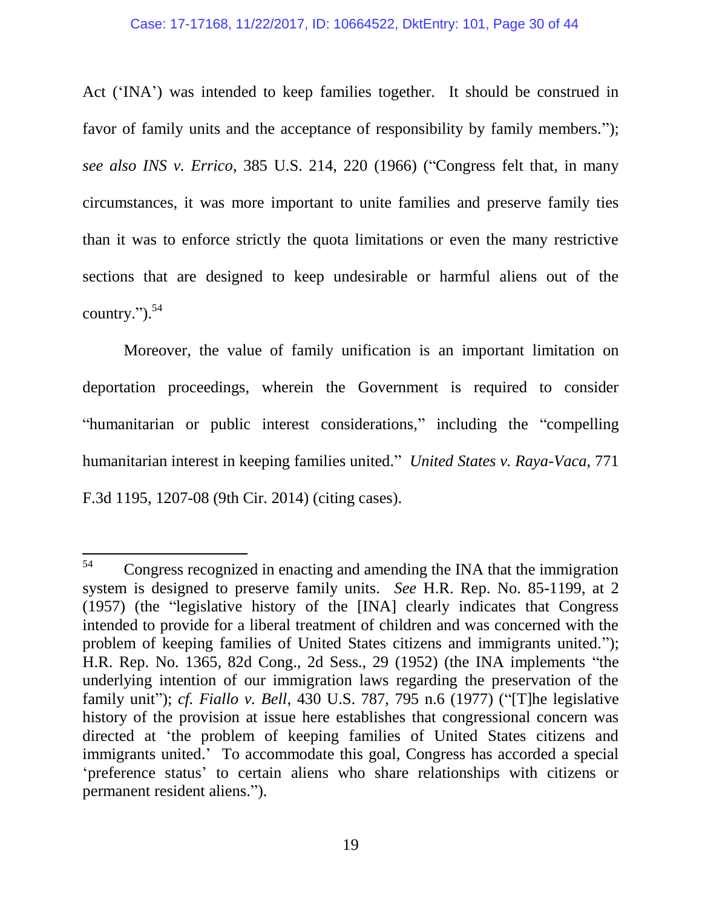Act ('INA') was intended to keep families together. It should be construed in favor of family units and the acceptance of responsibility by family members."); *see also INS v. Errico*, 385 U.S. 214, 220 (1966) ("Congress felt that, in many circumstances, it was more important to unite families and preserve family ties than it was to enforce strictly the quota limitations or even the many restrictive sections that are designed to keep undesirable or harmful aliens out of the country.").[54]

Moreover, the value of family unification is an important limitation on deportation proceedings, wherein the Government is required to consider "humanitarian or public interest considerations," including the "compelling humanitarian interest in keeping families united." *United States v. Raya-Vaca*, 771 F.3d 1195, 1207-08 (9th Cir. 2014) (citing cases).

---

[54] Congress recognized in enacting and amending the INA that the immigration system is designed to preserve family units. *See* H.R. Rep. No. 85-1199, at 2 (1957) (the "legislative history of the [INA] clearly indicates that Congress intended to provide for a liberal treatment of children and was concerned with the problem of keeping families of United States citizens and immigrants united."); H.R. Rep. No. 1365, 82d Cong., 2d Sess., 29 (1952) (the INA implements "the underlying intention of our immigration laws regarding the preservation of the family unit"); *cf. Fiallo v. Bell*, 430 U.S. 787, 795 n.6 (1977) ("[T]he legislative history of the provision at issue here establishes that congressional concern was directed at 'the problem of keeping families of United States citizens and immigrants united.' To accommodate this goal, Congress has accorded a special 'preference status' to certain aliens who share relationships with citizens or permanent resident aliens.").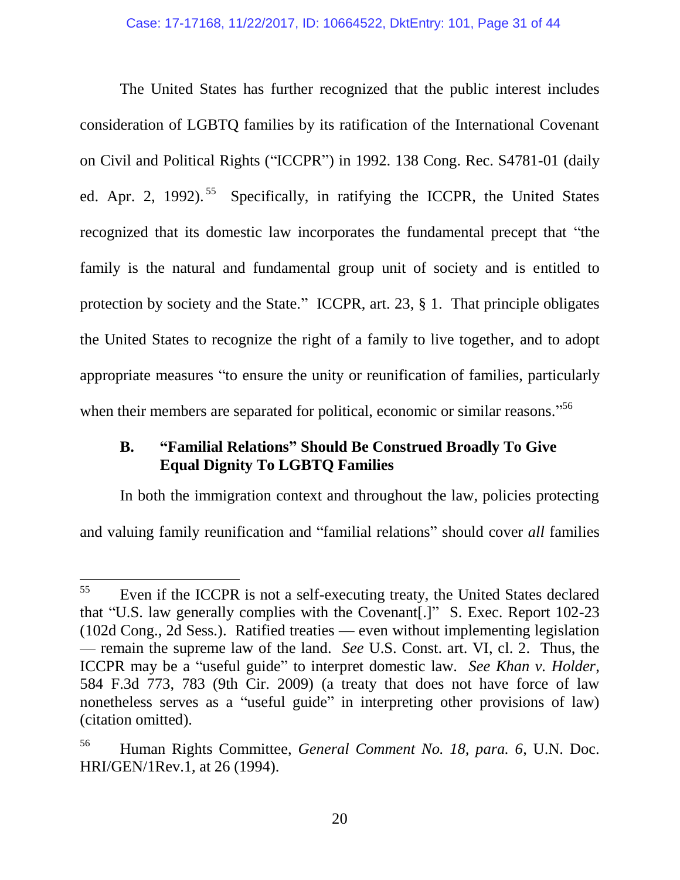The United States has further recognized that the public interest includes consideration of LGBTQ families by its ratification of the International Covenant on Civil and Political Rights ("ICCPR") in 1992. 138 Cong. Rec. S4781-01 (daily ed. Apr. 2, 1992).[55] Specifically, in ratifying the ICCPR, the United States recognized that its domestic law incorporates the fundamental precept that "the family is the natural and fundamental group unit of society and is entitled to protection by society and the State." ICCPR, art. 23, § 1. That principle obligates the United States to recognize the right of a family to live together, and to adopt appropriate measures "to ensure the unity or reunification of families, particularly when their members are separated for political, economic or similar reasons."[56]

### B. "Familial Relations" Should Be Construed Broadly To Give Equal Dignity To LGBTQ Families

In both the immigration context and throughout the law, policies protecting and valuing family reunification and "familial relations" should cover *all* families

---

[55] Even if the ICCPR is not a self-executing treaty, the United States declared that "U.S. law generally complies with the Covenant[.]" S. Exec. Report 102-23 (102d Cong., 2d Sess.). Ratified treaties — even without implementing legislation — remain the supreme law of the land. *See* U.S. Const. art. VI, cl. 2. Thus, the ICCPR may be a "useful guide" to interpret domestic law. *See Khan v. Holder*, 584 F.3d 773, 783 (9th Cir. 2009) (a treaty that does not have force of law nonetheless serves as a "useful guide" in interpreting other provisions of law) (citation omitted).

[56] Human Rights Committee, *General Comment No. 18, para. 6*, U.N. Doc. HRI/GEN/1Rev.1, at 26 (1994).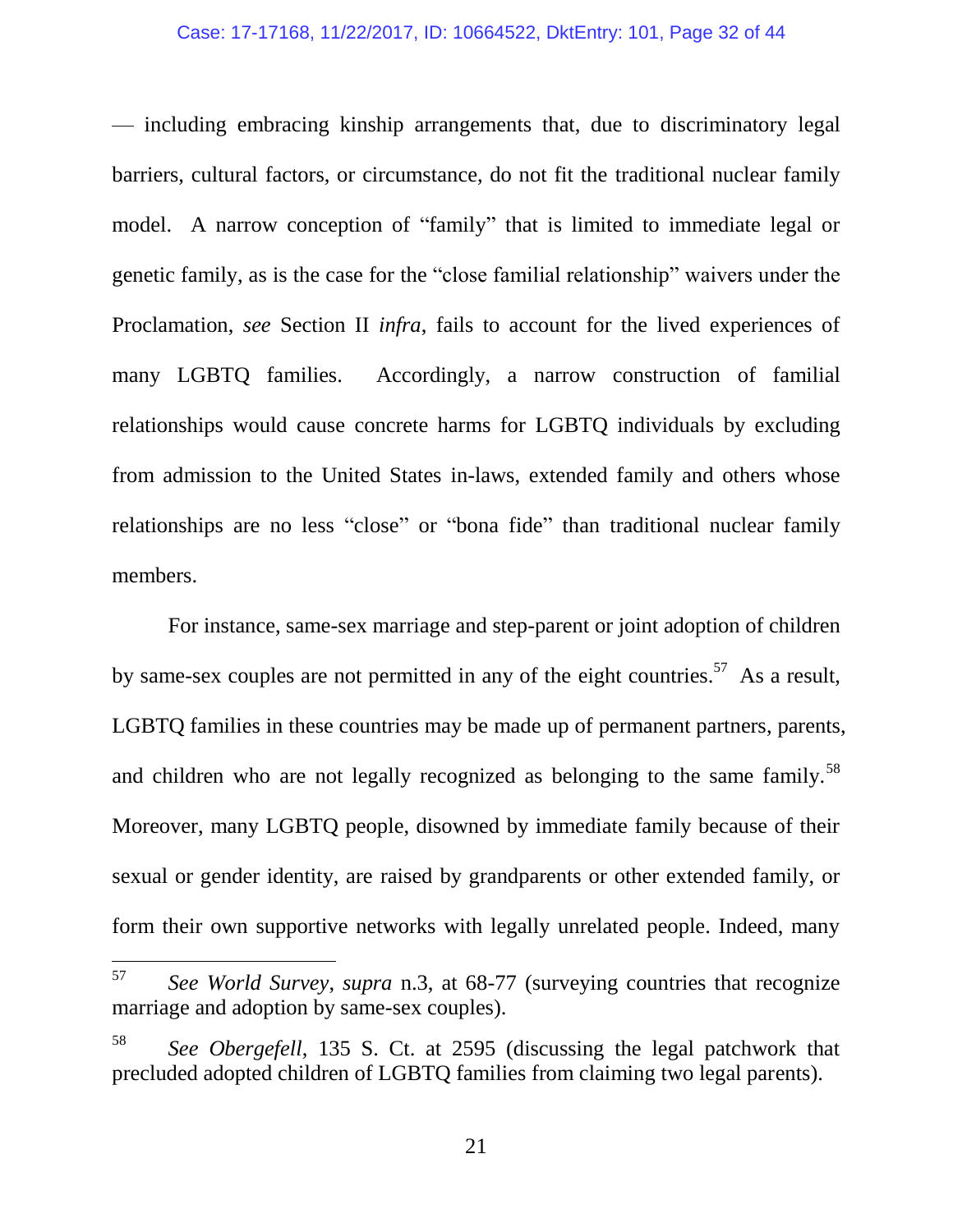— including embracing kinship arrangements that, due to discriminatory legal barriers, cultural factors, or circumstance, do not fit the traditional nuclear family model. A narrow conception of "family" that is limited to immediate legal or genetic family, as is the case for the "close familial relationship" waivers under the Proclamation, *see* Section II *infra*, fails to account for the lived experiences of many LGBTQ families. Accordingly, a narrow construction of familial relationships would cause concrete harms for LGBTQ individuals by excluding from admission to the United States in-laws, extended family and others whose relationships are no less "close" or "bona fide" than traditional nuclear family members.

For instance, same-sex marriage and step-parent or joint adoption of children by same-sex couples are not permitted in any of the eight countries.[57] As a result, LGBTQ families in these countries may be made up of permanent partners, parents, and children who are not legally recognized as belonging to the same family.[58] Moreover, many LGBTQ people, disowned by immediate family because of their sexual or gender identity, are raised by grandparents or other extended family, or form their own supportive networks with legally unrelated people. Indeed, many

---

[57] *See World Survey*, *supra* n.3, at 68-77 (surveying countries that recognize marriage and adoption by same-sex couples).

[58] *See Obergefell*, 135 S. Ct. at 2595 (discussing the legal patchwork that precluded adopted children of LGBTQ families from claiming two legal parents).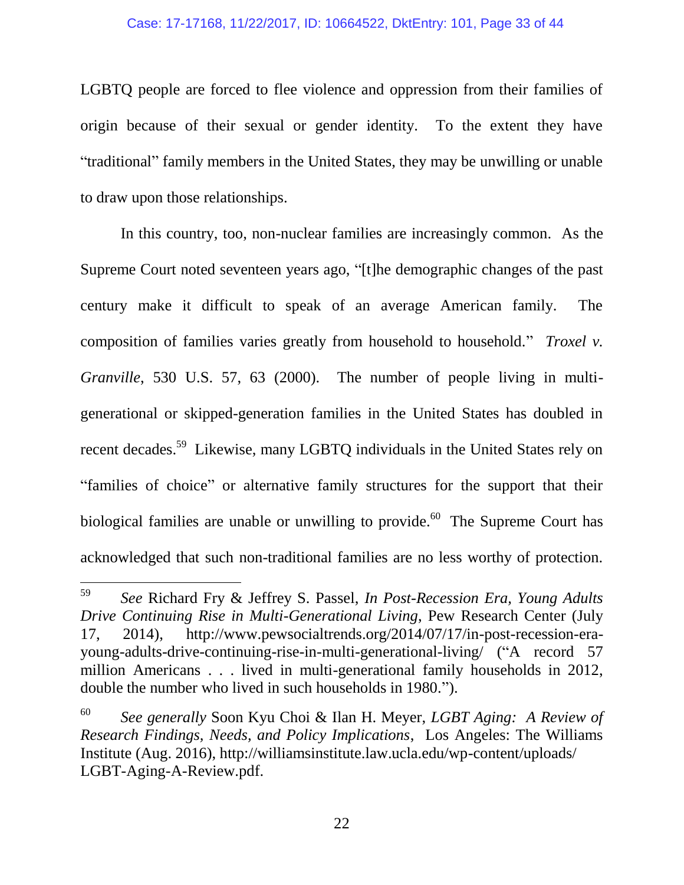LGBTQ people are forced to flee violence and oppression from their families of origin because of their sexual or gender identity. To the extent they have "traditional" family members in the United States, they may be unwilling or unable to draw upon those relationships.

In this country, too, non-nuclear families are increasingly common. As the Supreme Court noted seventeen years ago, "[t]he demographic changes of the past century make it difficult to speak of an average American family. The composition of families varies greatly from household to household." *Troxel v. Granville*, 530 U.S. 57, 63 (2000). The number of people living in multi-generational or skipped-generation families in the United States has doubled in recent decades.[59] Likewise, many LGBTQ individuals in the United States rely on "families of choice" or alternative family structures for the support that their biological families are unable or unwilling to provide.[60] The Supreme Court has acknowledged that such non-traditional families are no less worthy of protection.

---

[59] *See* Richard Fry & Jeffrey S. Passel, *In Post-Recession Era, Young Adults Drive Continuing Rise in Multi-Generational Living*, Pew Research Center (July 17, 2014), http://www.pewsocialtrends.org/2014/07/17/in-post-recession-era-young-adults-drive-continuing-rise-in-multi-generational-living/ ("A record 57 million Americans . . . lived in multi-generational family households in 2012, double the number who lived in such households in 1980.").

[60] *See generally* Soon Kyu Choi & Ilan H. Meyer, *LGBT Aging: A Review of Research Findings, Needs, and Policy Implications*, Los Angeles: The Williams Institute (Aug. 2016), http://williamsinstitute.law.ucla.edu/wp-content/uploads/LGBT-Aging-A-Review.pdf.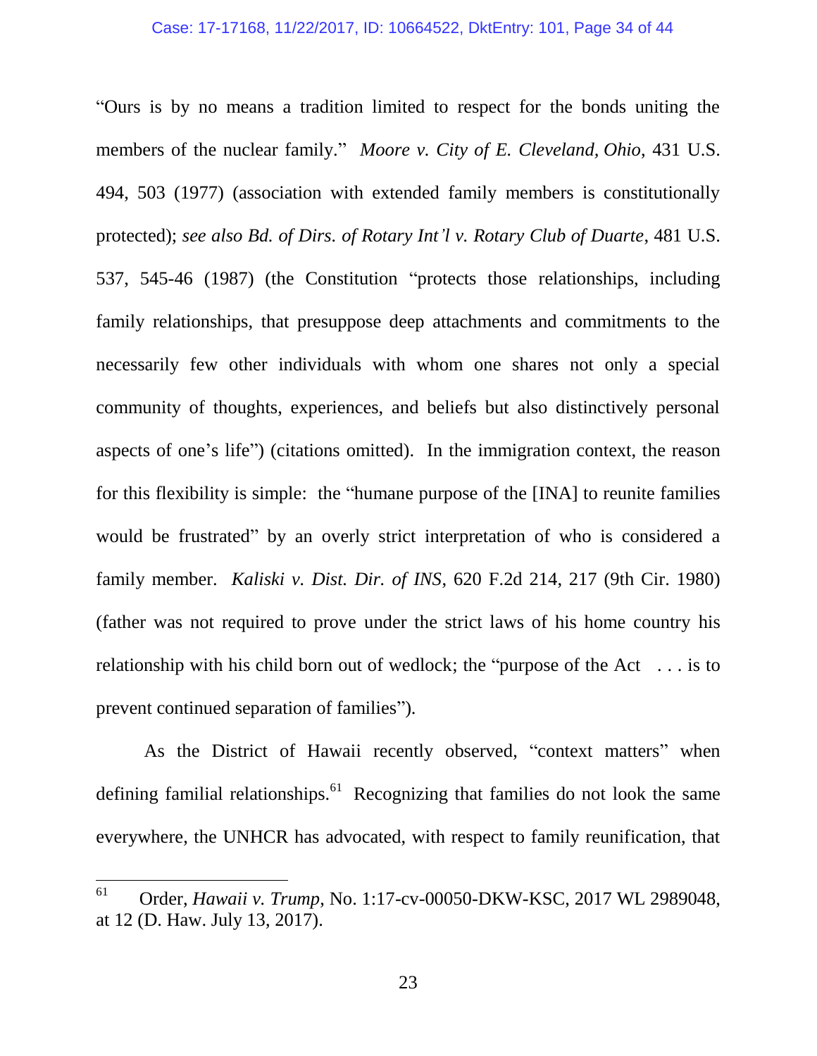"Ours is by no means a tradition limited to respect for the bonds uniting the members of the nuclear family." *Moore v. City of E. Cleveland, Ohio*, 431 U.S. 494, 503 (1977) (association with extended family members is constitutionally protected); *see also Bd. of Dirs. of Rotary Int'l v. Rotary Club of Duarte*, 481 U.S. 537, 545-46 (1987) (the Constitution "protects those relationships, including family relationships, that presuppose deep attachments and commitments to the necessarily few other individuals with whom one shares not only a special community of thoughts, experiences, and beliefs but also distinctively personal aspects of one's life") (citations omitted). In the immigration context, the reason for this flexibility is simple: the "humane purpose of the [INA] to reunite families would be frustrated" by an overly strict interpretation of who is considered a family member. *Kaliski v. Dist. Dir. of INS*, 620 F.2d 214, 217 (9th Cir. 1980) (father was not required to prove under the strict laws of his home country his relationship with his child born out of wedlock; the "purpose of the Act . . . is to prevent continued separation of families").

As the District of Hawaii recently observed, "context matters" when defining familial relationships.[61] Recognizing that families do not look the same everywhere, the UNHCR has advocated, with respect to family reunification, that

[61] Order, *Hawaii v. Trump*, No. 1:17-cv-00050-DKW-KSC, 2017 WL 2989048, at 12 (D. Haw. July 13, 2017).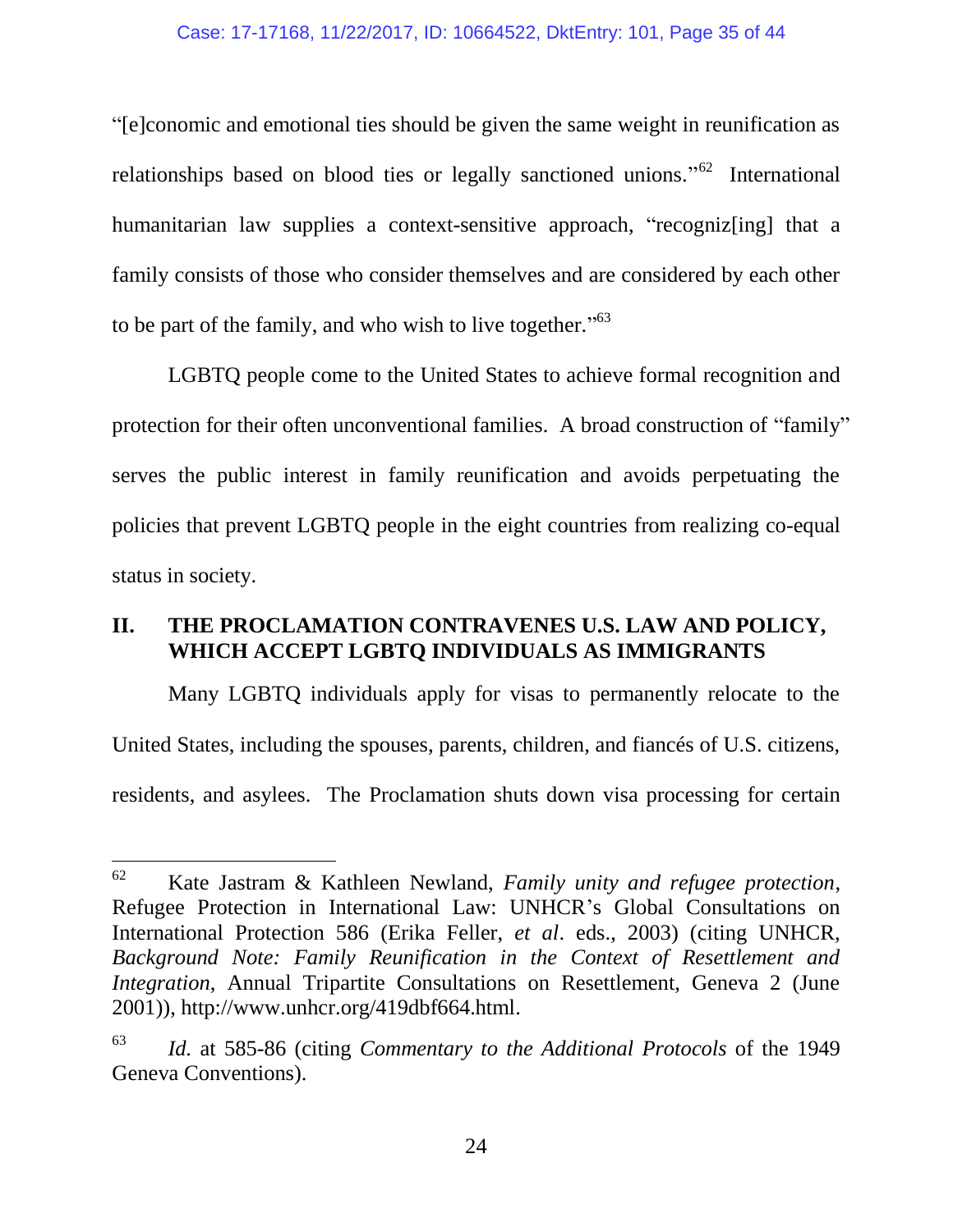"[e]conomic and emotional ties should be given the same weight in reunification as relationships based on blood ties or legally sanctioned unions."[62] International humanitarian law supplies a context-sensitive approach, "recogniz[ing] that a family consists of those who consider themselves and are considered by each other to be part of the family, and who wish to live together."[63]

LGBTQ people come to the United States to achieve formal recognition and protection for their often unconventional families. A broad construction of "family" serves the public interest in family reunification and avoids perpetuating the policies that prevent LGBTQ people in the eight countries from realizing co-equal status in society.

## II. THE PROCLAMATION CONTRAVENES U.S. LAW AND POLICY, WHICH ACCEPT LGBTQ INDIVIDUALS AS IMMIGRANTS

Many LGBTQ individuals apply for visas to permanently relocate to the United States, including the spouses, parents, children, and fiancés of U.S. citizens, residents, and asylees. The Proclamation shuts down visa processing for certain

---

[62] Kate Jastram & Kathleen Newland, *Family unity and refugee protection*, Refugee Protection in International Law: UNHCR's Global Consultations on International Protection 586 (Erika Feller, *et al*. eds., 2003) (citing UNHCR, *Background Note: Family Reunification in the Context of Resettlement and Integration*, Annual Tripartite Consultations on Resettlement, Geneva 2 (June 2001)), http://www.unhcr.org/419dbf664.html.

[63] *Id.* at 585-86 (citing *Commentary to the Additional Protocols* of the 1949 Geneva Conventions).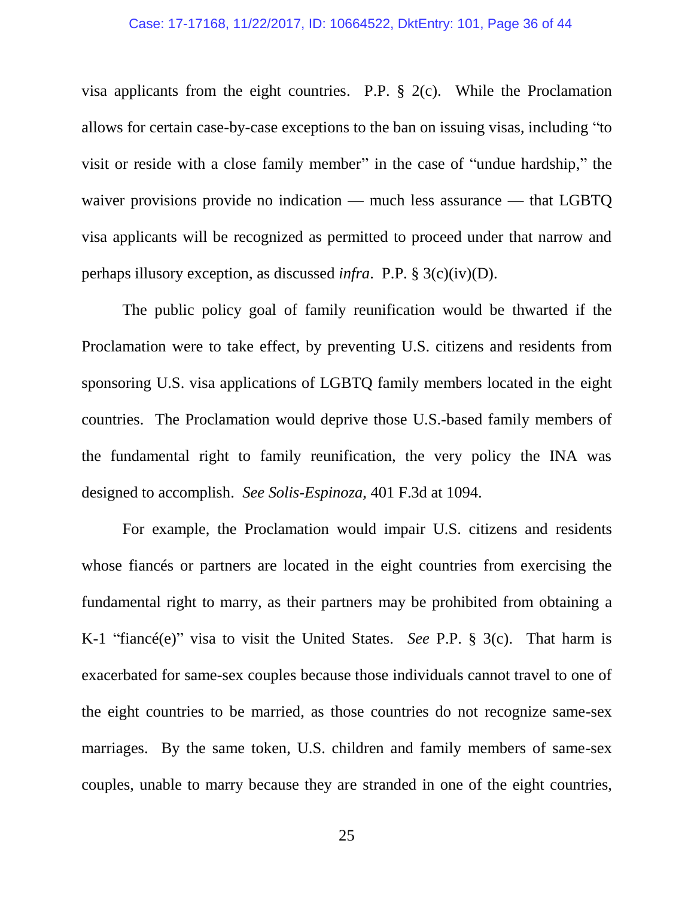visa applicants from the eight countries. P.P. § 2(c). While the Proclamation allows for certain case-by-case exceptions to the ban on issuing visas, including "to visit or reside with a close family member" in the case of "undue hardship," the waiver provisions provide no indication — much less assurance — that LGBTQ visa applicants will be recognized as permitted to proceed under that narrow and perhaps illusory exception, as discussed *infra*. P.P. § 3(c)(iv)(D).

The public policy goal of family reunification would be thwarted if the Proclamation were to take effect, by preventing U.S. citizens and residents from sponsoring U.S. visa applications of LGBTQ family members located in the eight countries. The Proclamation would deprive those U.S.-based family members of the fundamental right to family reunification, the very policy the INA was designed to accomplish. *See Solis-Espinoza*, 401 F.3d at 1094.

For example, the Proclamation would impair U.S. citizens and residents whose fiancés or partners are located in the eight countries from exercising the fundamental right to marry, as their partners may be prohibited from obtaining a K-1 "fiancé(e)" visa to visit the United States. *See* P.P. § 3(c). That harm is exacerbated for same-sex couples because those individuals cannot travel to one of the eight countries to be married, as those countries do not recognize same-sex marriages. By the same token, U.S. children and family members of same-sex couples, unable to marry because they are stranded in one of the eight countries,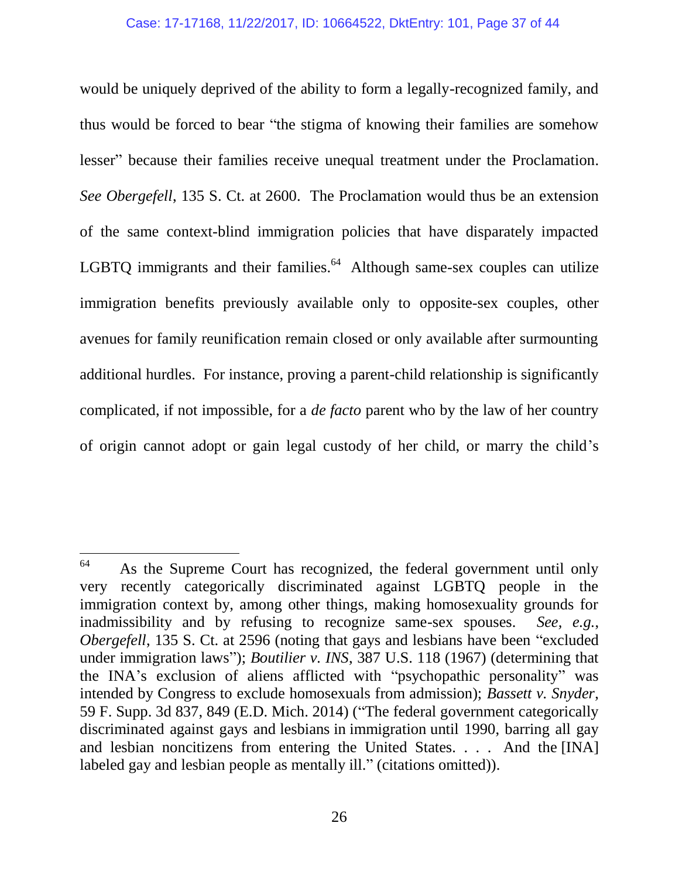would be uniquely deprived of the ability to form a legally-recognized family, and thus would be forced to bear "the stigma of knowing their families are somehow lesser" because their families receive unequal treatment under the Proclamation. *See Obergefell*, 135 S. Ct. at 2600. The Proclamation would thus be an extension of the same context-blind immigration policies that have disparately impacted LGBTQ immigrants and their families.[64] Although same-sex couples can utilize immigration benefits previously available only to opposite-sex couples, other avenues for family reunification remain closed or only available after surmounting additional hurdles. For instance, proving a parent-child relationship is significantly complicated, if not impossible, for a *de facto* parent who by the law of her country of origin cannot adopt or gain legal custody of her child, or marry the child's

---

[64] As the Supreme Court has recognized, the federal government until only very recently categorically discriminated against LGBTQ people in the immigration context by, among other things, making homosexuality grounds for inadmissibility and by refusing to recognize same-sex spouses. *See, e.g.*, *Obergefell*, 135 S. Ct. at 2596 (noting that gays and lesbians have been "excluded under immigration laws"); *Boutilier v. INS*, 387 U.S. 118 (1967) (determining that the INA's exclusion of aliens afflicted with "psychopathic personality" was intended by Congress to exclude homosexuals from admission); *Bassett v. Snyder*, 59 F. Supp. 3d 837, 849 (E.D. Mich. 2014) ("The federal government categorically discriminated against gays and lesbians in immigration until 1990, barring all gay and lesbian noncitizens from entering the United States. . . . And the [INA] labeled gay and lesbian people as mentally ill." (citations omitted)).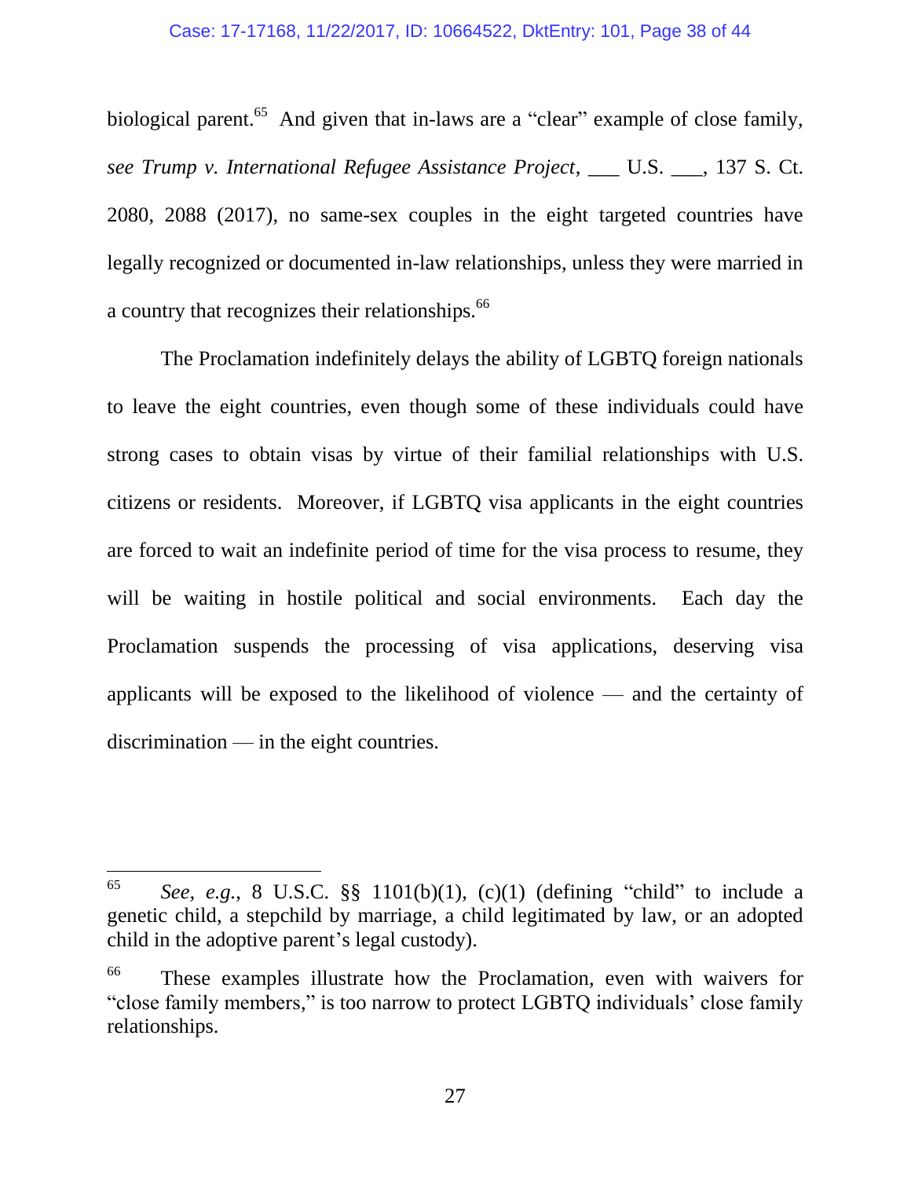biological parent.[65] And given that in-laws are a "clear" example of close family, *see Trump v. International Refugee Assistance Project*, ___ U.S. ___, 137 S. Ct. 2080, 2088 (2017), no same-sex couples in the eight targeted countries have legally recognized or documented in-law relationships, unless they were married in a country that recognizes their relationships.[66]

The Proclamation indefinitely delays the ability of LGBTQ foreign nationals to leave the eight countries, even though some of these individuals could have strong cases to obtain visas by virtue of their familial relationships with U.S. citizens or residents. Moreover, if LGBTQ visa applicants in the eight countries are forced to wait an indefinite period of time for the visa process to resume, they will be waiting in hostile political and social environments. Each day the Proclamation suspends the processing of visa applications, deserving visa applicants will be exposed to the likelihood of violence — and the certainty of discrimination — in the eight countries.

---

[65] *See, e.g.*, 8 U.S.C. §§ 1101(b)(1), (c)(1) (defining "child" to include a genetic child, a stepchild by marriage, a child legitimated by law, or an adopted child in the adoptive parent's legal custody).

[66] These examples illustrate how the Proclamation, even with waivers for "close family members," is too narrow to protect LGBTQ individuals' close family relationships.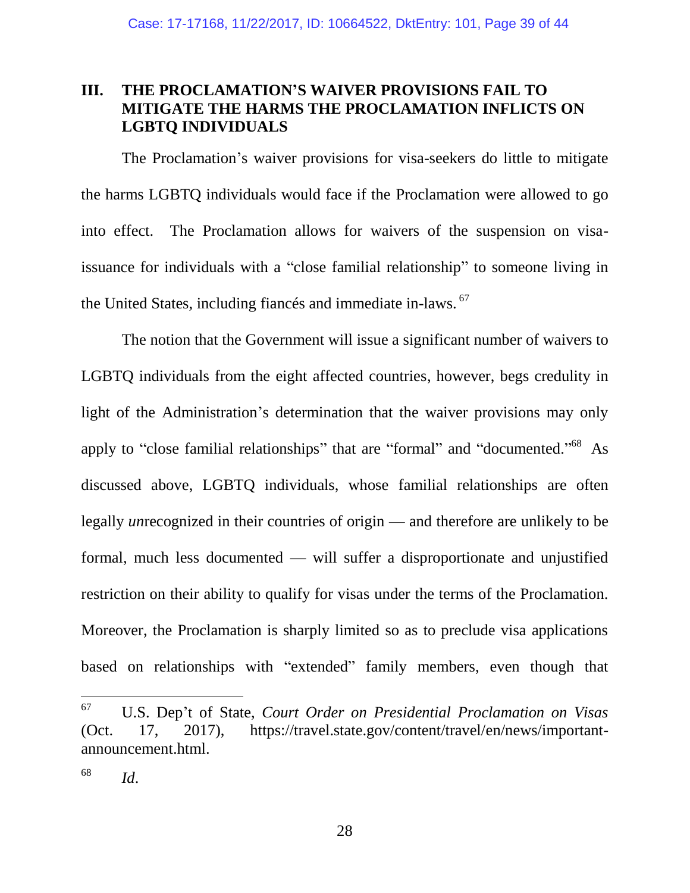## III. THE PROCLAMATION'S WAIVER PROVISIONS FAIL TO MITIGATE THE HARMS THE PROCLAMATION INFLICTS ON LGBTQ INDIVIDUALS

The Proclamation's waiver provisions for visa-seekers do little to mitigate the harms LGBTQ individuals would face if the Proclamation were allowed to go into effect. The Proclamation allows for waivers of the suspension on visa-issuance for individuals with a "close familial relationship" to someone living in the United States, including fiancés and immediate in-laws. [67]

The notion that the Government will issue a significant number of waivers to LGBTQ individuals from the eight affected countries, however, begs credulity in light of the Administration's determination that the waiver provisions may only apply to "close familial relationships" that are "formal" and "documented."[68] As discussed above, LGBTQ individuals, whose familial relationships are often legally *un*recognized in their countries of origin — and therefore are unlikely to be formal, much less documented — will suffer a disproportionate and unjustified restriction on their ability to qualify for visas under the terms of the Proclamation. Moreover, the Proclamation is sharply limited so as to preclude visa applications based on relationships with "extended" family members, even though that

---

[67] U.S. Dep't of State, *Court Order on Presidential Proclamation on Visas* (Oct. 17, 2017), https://travel.state.gov/content/travel/en/news/important-announcement.html.

[68] *Id*.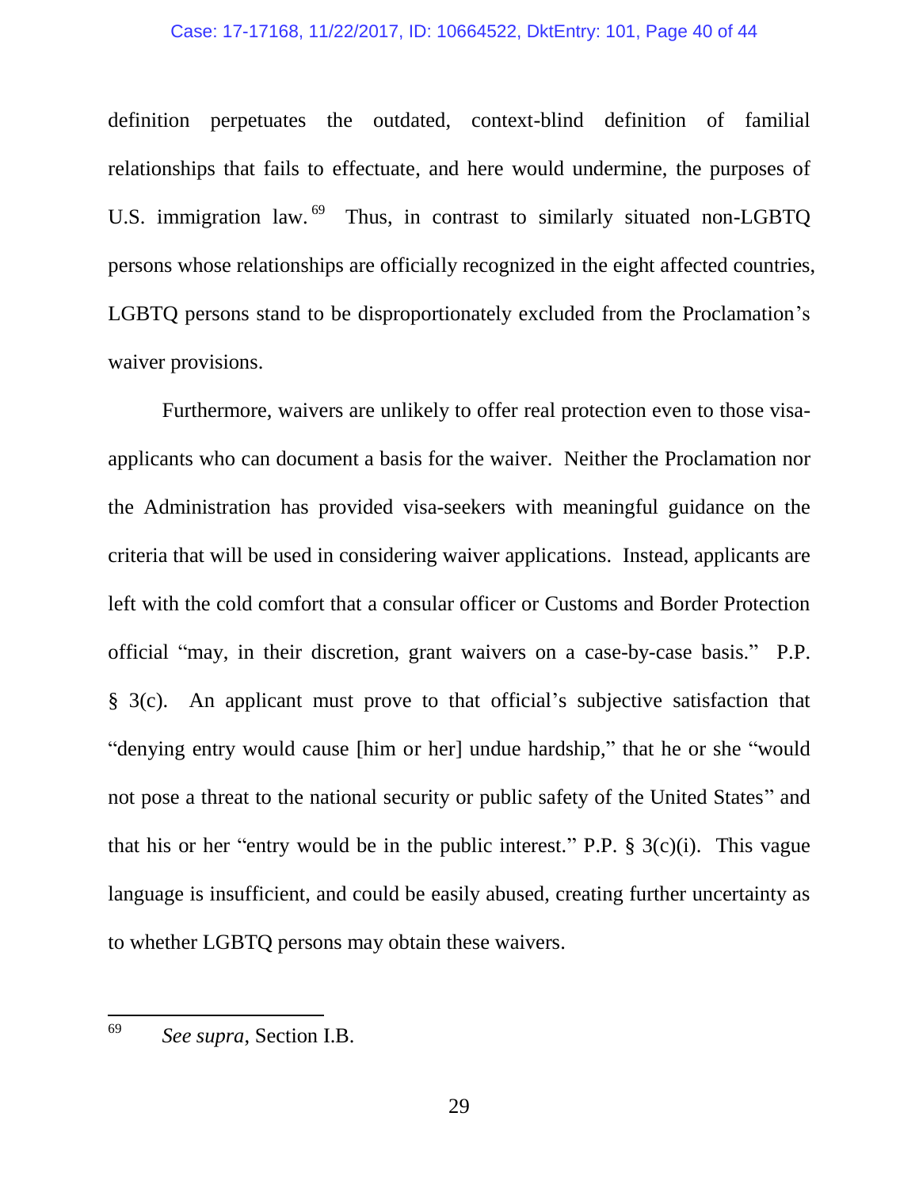definition perpetuates the outdated, context-blind definition of familial relationships that fails to effectuate, and here would undermine, the purposes of U.S. immigration law.[69] Thus, in contrast to similarly situated non-LGBTQ persons whose relationships are officially recognized in the eight affected countries, LGBTQ persons stand to be disproportionately excluded from the Proclamation's waiver provisions.

Furthermore, waivers are unlikely to offer real protection even to those visa-applicants who can document a basis for the waiver. Neither the Proclamation nor the Administration has provided visa-seekers with meaningful guidance on the criteria that will be used in considering waiver applications. Instead, applicants are left with the cold comfort that a consular officer or Customs and Border Protection official "may, in their discretion, grant waivers on a case-by-case basis." P.P. § 3(c). An applicant must prove to that official's subjective satisfaction that "denying entry would cause [him or her] undue hardship," that he or she "would not pose a threat to the national security or public safety of the United States" and that his or her "entry would be in the public interest." P.P. § 3(c)(i). This vague language is insufficient, and could be easily abused, creating further uncertainty as to whether LGBTQ persons may obtain these waivers.

---

[69] *See supra*, Section I.B.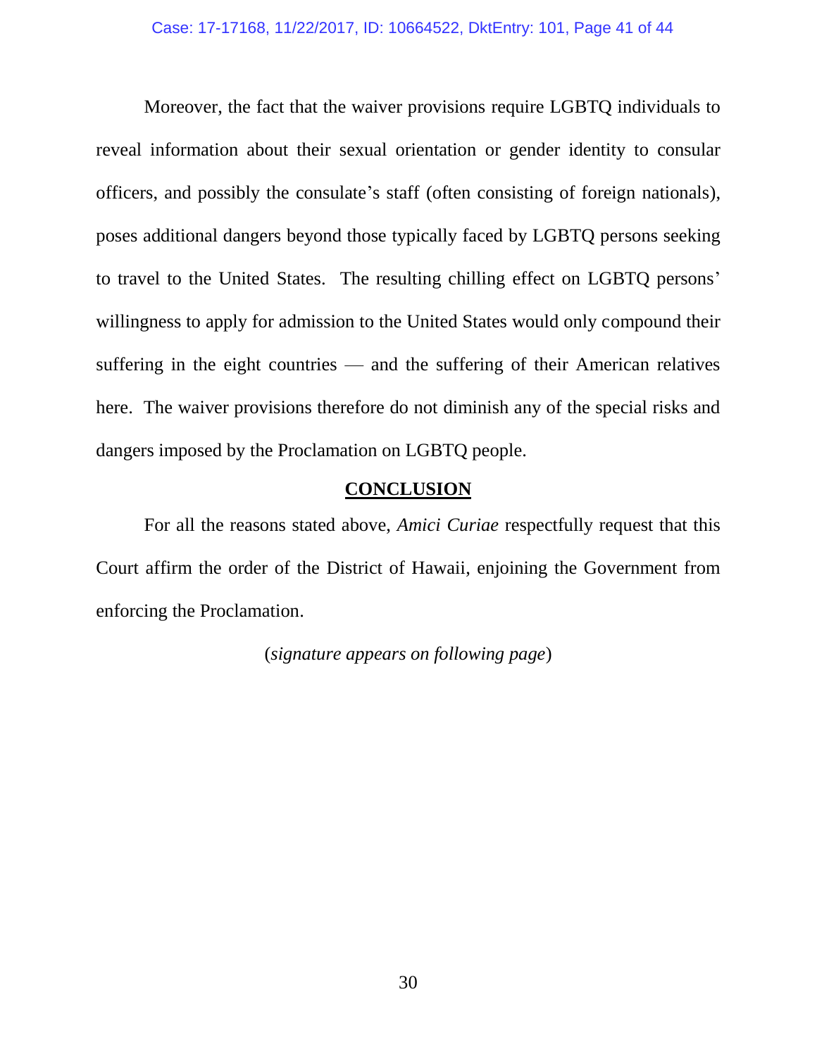Moreover, the fact that the waiver provisions require LGBTQ individuals to reveal information about their sexual orientation or gender identity to consular officers, and possibly the consulate's staff (often consisting of foreign nationals), poses additional dangers beyond those typically faced by LGBTQ persons seeking to travel to the United States. The resulting chilling effect on LGBTQ persons' willingness to apply for admission to the United States would only compound their suffering in the eight countries — and the suffering of their American relatives here. The waiver provisions therefore do not diminish any of the special risks and dangers imposed by the Proclamation on LGBTQ people.

## CONCLUSION

For all the reasons stated above, *Amici Curiae* respectfully request that this Court affirm the order of the District of Hawaii, enjoining the Government from enforcing the Proclamation.

(*signature appears on following page*)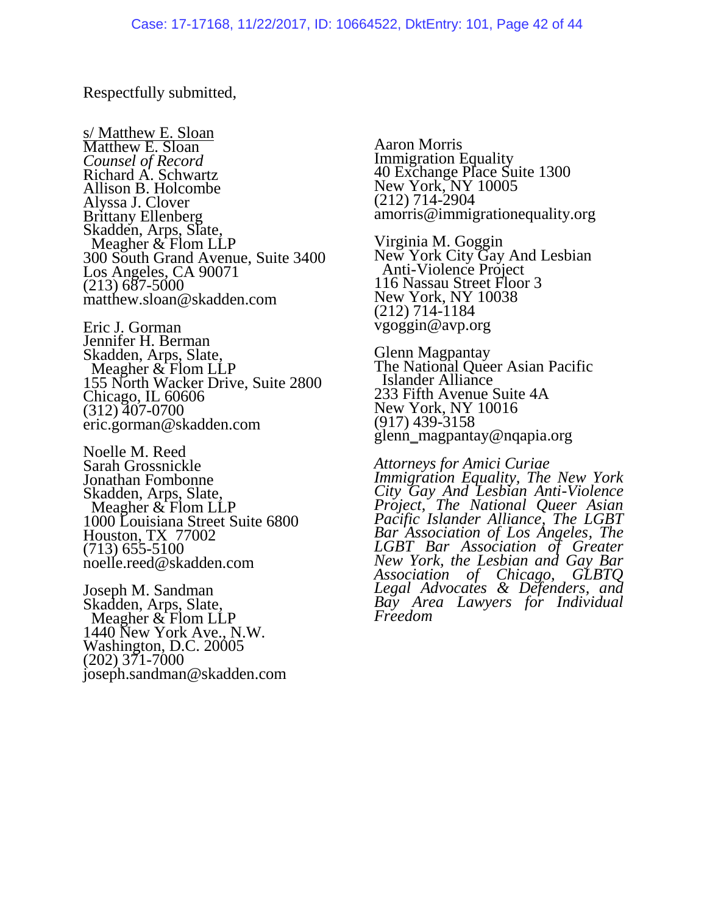Respectfully submitted,

s/ Matthew E. Sloan
Matthew E. Sloan
*Counsel of Record*
Richard A. Schwartz
Allison B. Holcombe
Alyssa J. Clover
Brittany Ellenberg
Skadden, Arps, Slate,
Meagher & Flom LLP
300 South Grand Avenue, Suite 3400
Los Angeles, CA 90071
(213) 687-5000
matthew.sloan@skadden.com

Eric J. Gorman
Jennifer H. Berman
Skadden, Arps, Slate,
Meagher & Flom LLP
155 North Wacker Drive, Suite 2800
Chicago, IL 60606
(312) 407-0700
eric.gorman@skadden.com

Noelle M. Reed
Sarah Grossnickle
Jonathan Fombonne
Skadden, Arps, Slate,
Meagher & Flom LLP
1000 Louisiana Street Suite 6800
Houston, TX 77002
(713) 655-5100
noelle.reed@skadden.com

Joseph M. Sandman
Skadden, Arps, Slate,
Meagher & Flom LLP
1440 New York Ave., N.W.
Washington, D.C. 20005
(202) 371-7000
joseph.sandman@skadden.com

Aaron Morris
Immigration Equality
40 Exchange Place Suite 1300
New York, NY 10005
(212) 714-2904
amorris@immigrationequality.org

Virginia M. Goggin
New York City Gay And Lesbian
Anti-Violence Project
116 Nassau Street Floor 3
New York, NY 10038
(212) 714-1184
vgoggin@avp.org

Glenn Magpantay
The National Queer Asian Pacific
Islander Alliance
233 Fifth Avenue Suite 4A
New York, NY 10016
(917) 439-3158
glenn_magpantay@nqapia.org

*Attorneys for Amici Curiae Immigration Equality, The New York City Gay And Lesbian Anti-Violence Project, The National Queer Asian Pacific Islander Alliance, The LGBT Bar Association of Los Angeles, The LGBT Bar Association of Greater New York, the Lesbian and Gay Bar Association of Chicago, GLBTQ Legal Advocates & Defenders, and Bay Area Lawyers for Individual Freedom*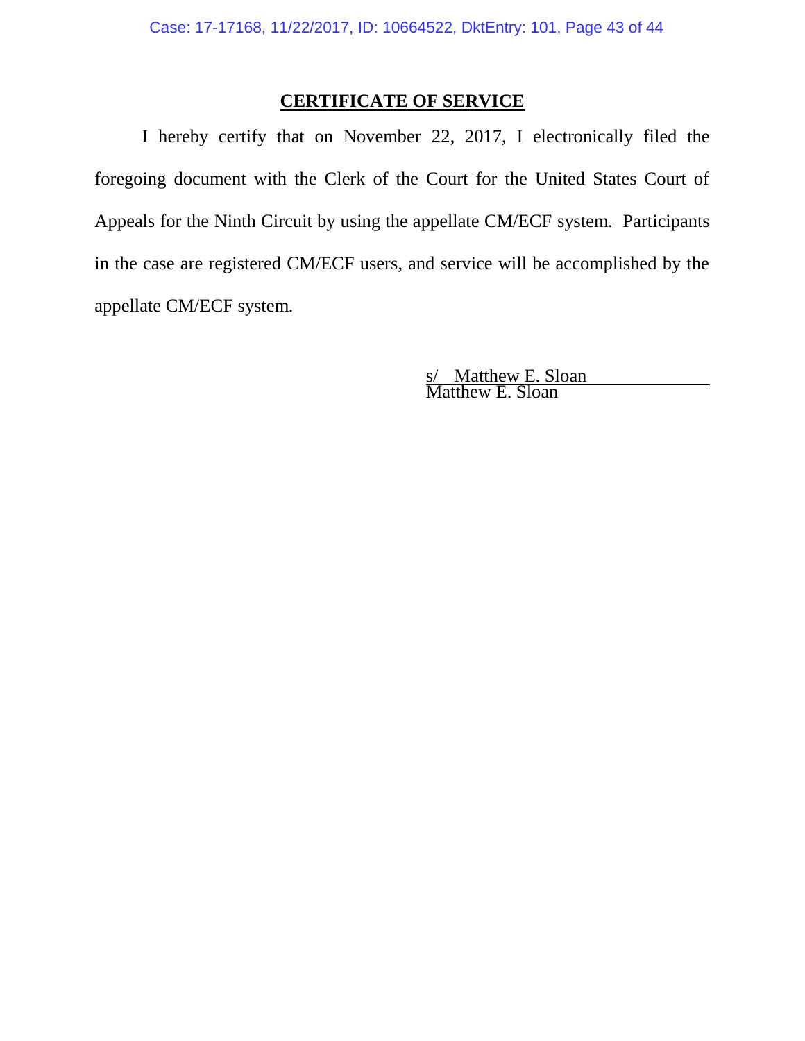## CERTIFICATE OF SERVICE

I hereby certify that on November 22, 2017, I electronically filed the foregoing document with the Clerk of the Court for the United States Court of Appeals for the Ninth Circuit by using the appellate CM/ECF system. Participants in the case are registered CM/ECF users, and service will be accomplished by the appellate CM/ECF system.

s/ Matthew E. Sloan
Matthew E. Sloan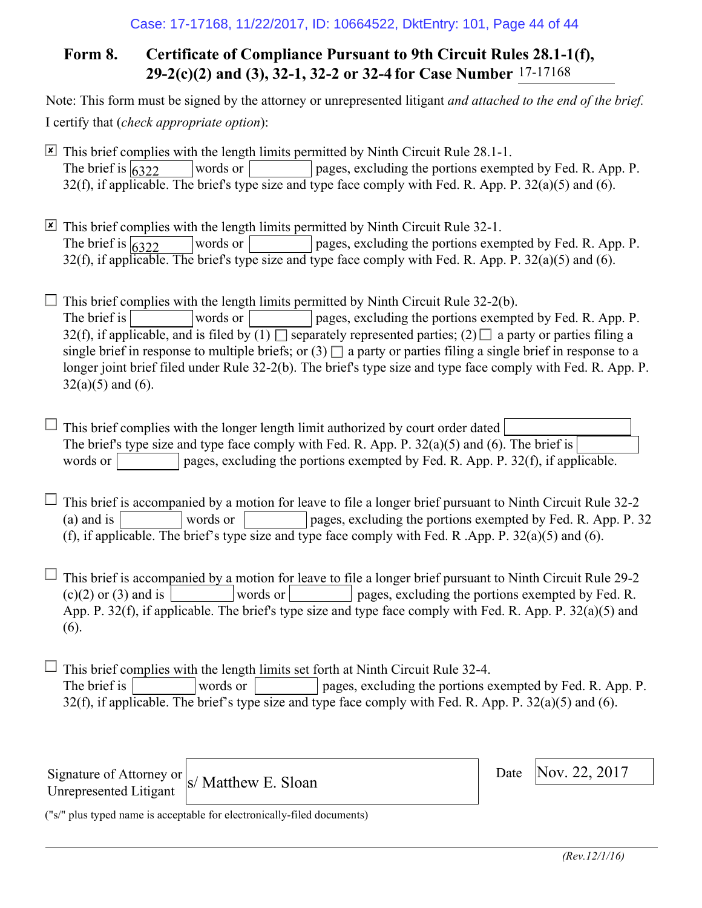## Form 8. Certificate of Compliance Pursuant to 9th Circuit Rules 28.1-1(f), 29-2(c)(2) and (3), 32-1, 32-2 or 32-4 for Case Number 17-17168

Note: This form must be signed by the attorney or unrepresented litigant *and attached to the end of the brief.*

I certify that (*check appropriate option*):

- [x] This brief complies with the length limits permitted by Ninth Circuit Rule 28.1-1. The brief is 6322 words or ______ pages, excluding the portions exempted by Fed. R. App. P. 32(f), if applicable. The brief's type size and type face comply with Fed. R. App. P. 32(a)(5) and (6).

- [x] This brief complies with the length limits permitted by Ninth Circuit Rule 32-1. The brief is 6322 words or ______ pages, excluding the portions exempted by Fed. R. App. P. 32(f), if applicable. The brief's type size and type face comply with Fed. R. App. P. 32(a)(5) and (6).

- [ ] This brief complies with the length limits permitted by Ninth Circuit Rule 32-2(b). The brief is ______ words or ______ pages, excluding the portions exempted by Fed. R. App. P. 32(f), if applicable, and is filed by (1) ☐ separately represented parties; (2) ☐ a party or parties filing a single brief in response to multiple briefs; or (3) ☐ a party or parties filing a single brief in response to a longer joint brief filed under Rule 32-2(b). The brief's type size and type face comply with Fed. R. App. P. 32(a)(5) and (6).

- [ ] This brief complies with the longer length limit authorized by court order dated ______. The brief's type size and type face comply with Fed. R. App. P. 32(a)(5) and (6). The brief is ______ words or ______ pages, excluding the portions exempted by Fed. R. App. P. 32(f), if applicable.

- [ ] This brief is accompanied by a motion for leave to file a longer brief pursuant to Ninth Circuit Rule 32-2 (a) and is ______ words or ______ pages, excluding the portions exempted by Fed. R. App. P. 32 (f), if applicable. The brief's type size and type face comply with Fed. R .App. P. 32(a)(5) and (6).

- [ ] This brief is accompanied by a motion for leave to file a longer brief pursuant to Ninth Circuit Rule 29-2 (c)(2) or (3) and is ______ words or ______ pages, excluding the portions exempted by Fed. R. App. P. 32(f), if applicable. The brief's type size and type face comply with Fed. R. App. P. 32(a)(5) and (6).

- [ ] This brief complies with the length limits set forth at Ninth Circuit Rule 32-4. The brief is ______ words or ______ pages, excluding the portions exempted by Fed. R. App. P. 32(f), if applicable. The brief's type size and type face comply with Fed. R. App. P. 32(a)(5) and (6).

Signature of Attorney or Unrepresented Litigant: s/ Matthew E. Sloan

Date: Nov. 22, 2017

("s/" plus typed name is acceptable for electronically-filed documents)

*(Rev.12/1/16)*